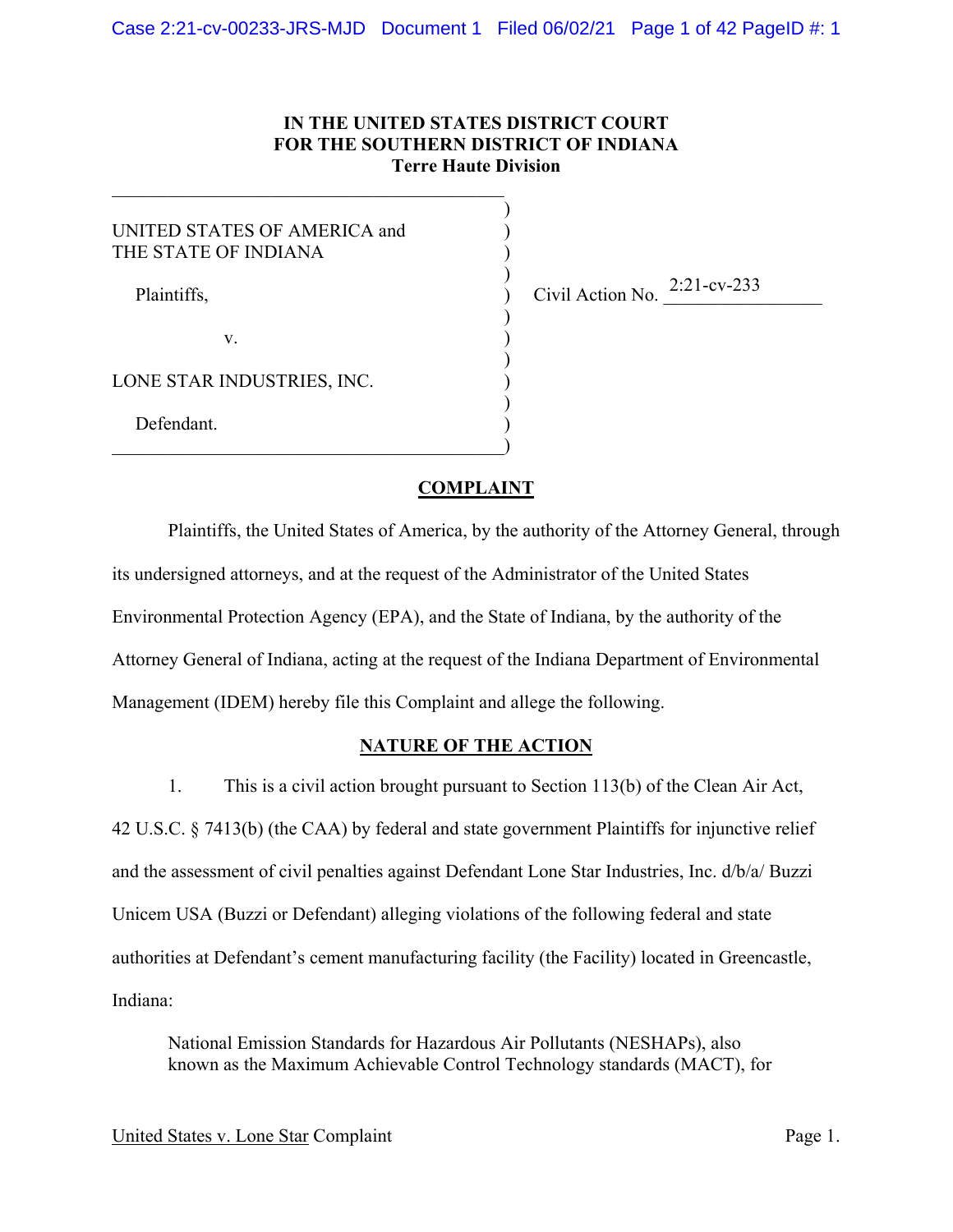**IN THE UNITED STATES DISTRICT COURT**
**FOR THE SOUTHERN DISTRICT OF INDIANA**
**Terre Haute Division**

UNITED STATES OF AMERICA and
THE STATE OF INDIANA

Plaintiffs,

v.

LONE STAR INDUSTRIES, INC.

Defendant.

Civil Action No. 2:21-cv-233

# COMPLAINT

Plaintiffs, the United States of America, by the authority of the Attorney General, through its undersigned attorneys, and at the request of the Administrator of the United States Environmental Protection Agency (EPA), and the State of Indiana, by the authority of the Attorney General of Indiana, acting at the request of the Indiana Department of Environmental Management (IDEM) hereby file this Complaint and allege the following.

## NATURE OF THE ACTION

1. This is a civil action brought pursuant to Section 113(b) of the Clean Air Act, 42 U.S.C. § 7413(b) (the CAA) by federal and state government Plaintiffs for injunctive relief and the assessment of civil penalties against Defendant Lone Star Industries, Inc. d/b/a/ Buzzi Unicem USA (Buzzi or Defendant) alleging violations of the following federal and state authorities at Defendant's cement manufacturing facility (the Facility) located in Greencastle, Indiana:

> National Emission Standards for Hazardous Air Pollutants (NESHAPs), also known as the Maximum Achievable Control Technology standards (MACT), for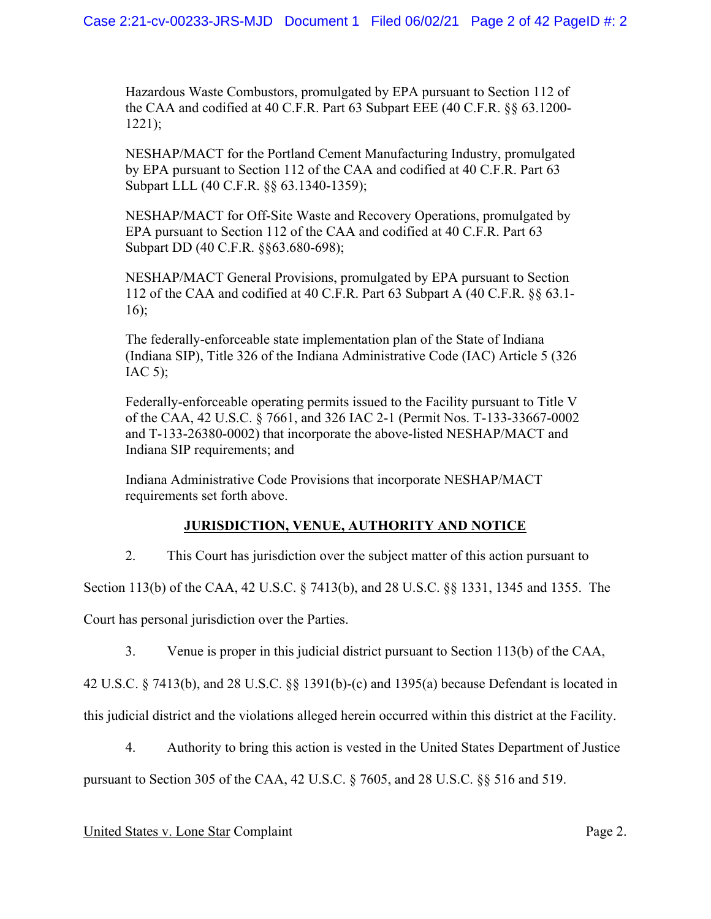Hazardous Waste Combustors, promulgated by EPA pursuant to Section 112 of the CAA and codified at 40 C.F.R. Part 63 Subpart EEE (40 C.F.R. §§ 63.1200-1221);

NESHAP/MACT for the Portland Cement Manufacturing Industry, promulgated by EPA pursuant to Section 112 of the CAA and codified at 40 C.F.R. Part 63 Subpart LLL (40 C.F.R. §§ 63.1340-1359);

NESHAP/MACT for Off-Site Waste and Recovery Operations, promulgated by EPA pursuant to Section 112 of the CAA and codified at 40 C.F.R. Part 63 Subpart DD (40 C.F.R. §§63.680-698);

NESHAP/MACT General Provisions, promulgated by EPA pursuant to Section 112 of the CAA and codified at 40 C.F.R. Part 63 Subpart A (40 C.F.R. §§ 63.1-16);

The federally-enforceable state implementation plan of the State of Indiana (Indiana SIP), Title 326 of the Indiana Administrative Code (IAC) Article 5 (326 IAC 5);

Federally-enforceable operating permits issued to the Facility pursuant to Title V of the CAA, 42 U.S.C. § 7661, and 326 IAC 2-1 (Permit Nos. T-133-33667-0002 and T-133-26380-0002) that incorporate the above-listed NESHAP/MACT and Indiana SIP requirements; and

Indiana Administrative Code Provisions that incorporate NESHAP/MACT requirements set forth above.

## JURISDICTION, VENUE, AUTHORITY AND NOTICE

2. This Court has jurisdiction over the subject matter of this action pursuant to Section 113(b) of the CAA, 42 U.S.C. § 7413(b), and 28 U.S.C. §§ 1331, 1345 and 1355. The Court has personal jurisdiction over the Parties.

3. Venue is proper in this judicial district pursuant to Section 113(b) of the CAA, 42 U.S.C. § 7413(b), and 28 U.S.C. §§ 1391(b)-(c) and 1395(a) because Defendant is located in this judicial district and the violations alleged herein occurred within this district at the Facility.

4. Authority to bring this action is vested in the United States Department of Justice pursuant to Section 305 of the CAA, 42 U.S.C. § 7605, and 28 U.S.C. §§ 516 and 519.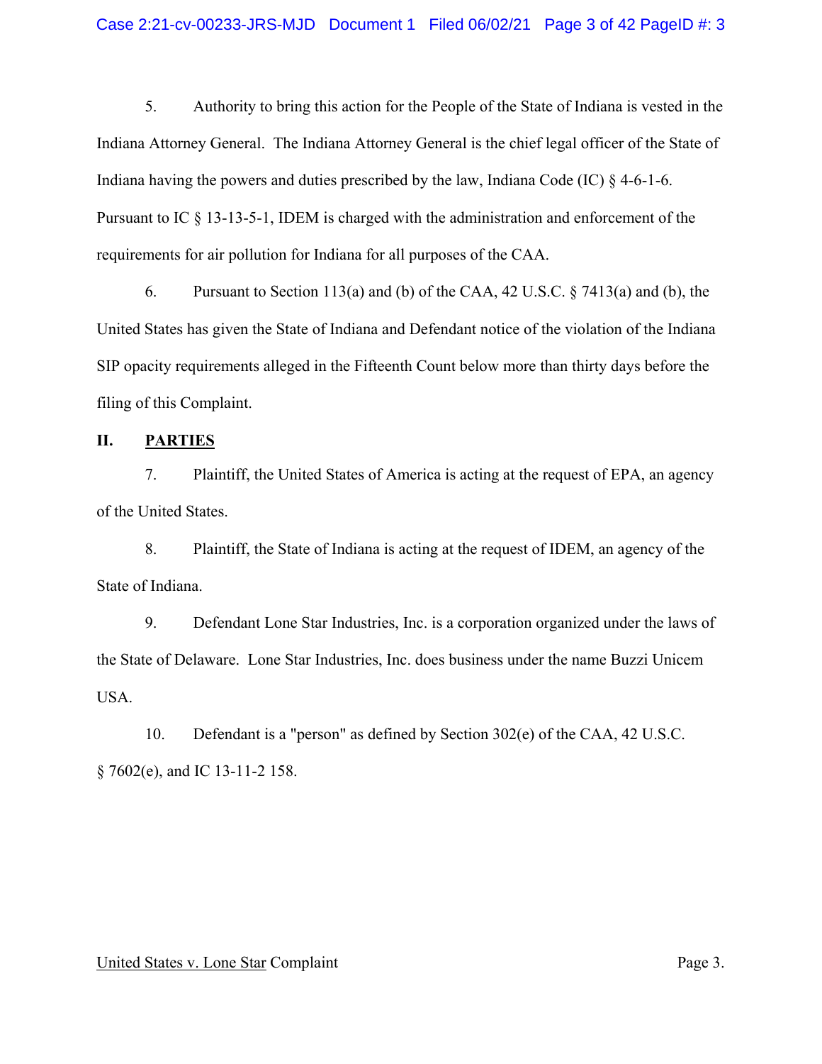5. Authority to bring this action for the People of the State of Indiana is vested in the Indiana Attorney General. The Indiana Attorney General is the chief legal officer of the State of Indiana having the powers and duties prescribed by the law, Indiana Code (IC) § 4-6-1-6. Pursuant to IC § 13-13-5-1, IDEM is charged with the administration and enforcement of the requirements for air pollution for Indiana for all purposes of the CAA.

6. Pursuant to Section 113(a) and (b) of the CAA, 42 U.S.C. § 7413(a) and (b), the United States has given the State of Indiana and Defendant notice of the violation of the Indiana SIP opacity requirements alleged in the Fifteenth Count below more than thirty days before the filing of this Complaint.

## II. <u>PARTIES</u>

7. Plaintiff, the United States of America is acting at the request of EPA, an agency of the United States.

8. Plaintiff, the State of Indiana is acting at the request of IDEM, an agency of the State of Indiana.

9. Defendant Lone Star Industries, Inc. is a corporation organized under the laws of the State of Delaware. Lone Star Industries, Inc. does business under the name Buzzi Unicem USA.

10. Defendant is a "person" as defined by Section 302(e) of the CAA, 42 U.S.C. § 7602(e), and IC 13-11-2 158.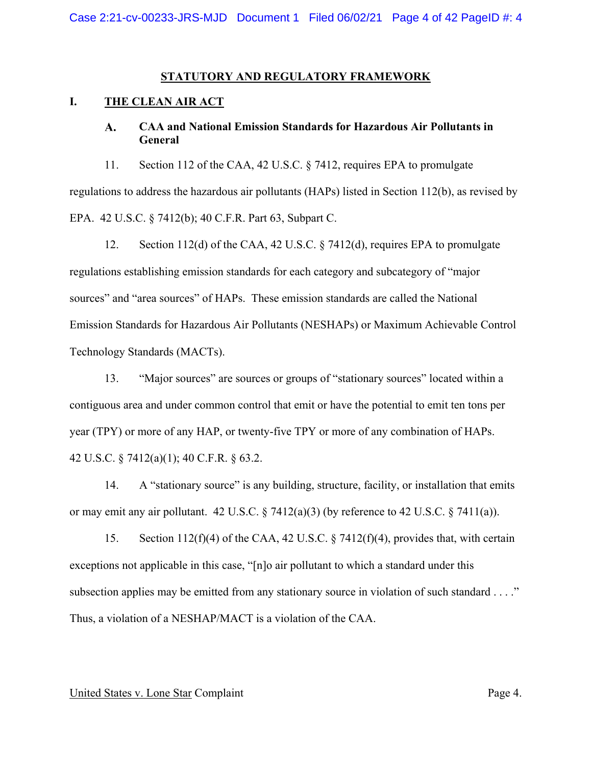## STATUTORY AND REGULATORY FRAMEWORK

### I. THE CLEAN AIR ACT

#### A. CAA and National Emission Standards for Hazardous Air Pollutants in General

11. Section 112 of the CAA, 42 U.S.C. § 7412, requires EPA to promulgate regulations to address the hazardous air pollutants (HAPs) listed in Section 112(b), as revised by EPA. 42 U.S.C. § 7412(b); 40 C.F.R. Part 63, Subpart C.

12. Section 112(d) of the CAA, 42 U.S.C. § 7412(d), requires EPA to promulgate regulations establishing emission standards for each category and subcategory of "major sources" and "area sources" of HAPs. These emission standards are called the National Emission Standards for Hazardous Air Pollutants (NESHAPs) or Maximum Achievable Control Technology Standards (MACTs).

13. "Major sources" are sources or groups of "stationary sources" located within a contiguous area and under common control that emit or have the potential to emit ten tons per year (TPY) or more of any HAP, or twenty-five TPY or more of any combination of HAPs. 42 U.S.C. § 7412(a)(1); 40 C.F.R. § 63.2.

14. A "stationary source" is any building, structure, facility, or installation that emits or may emit any air pollutant. 42 U.S.C. § 7412(a)(3) (by reference to 42 U.S.C. § 7411(a)).

15. Section 112(f)(4) of the CAA, 42 U.S.C. § 7412(f)(4), provides that, with certain exceptions not applicable in this case, "[n]o air pollutant to which a standard under this subsection applies may be emitted from any stationary source in violation of such standard . . . ." Thus, a violation of a NESHAP/MACT is a violation of the CAA.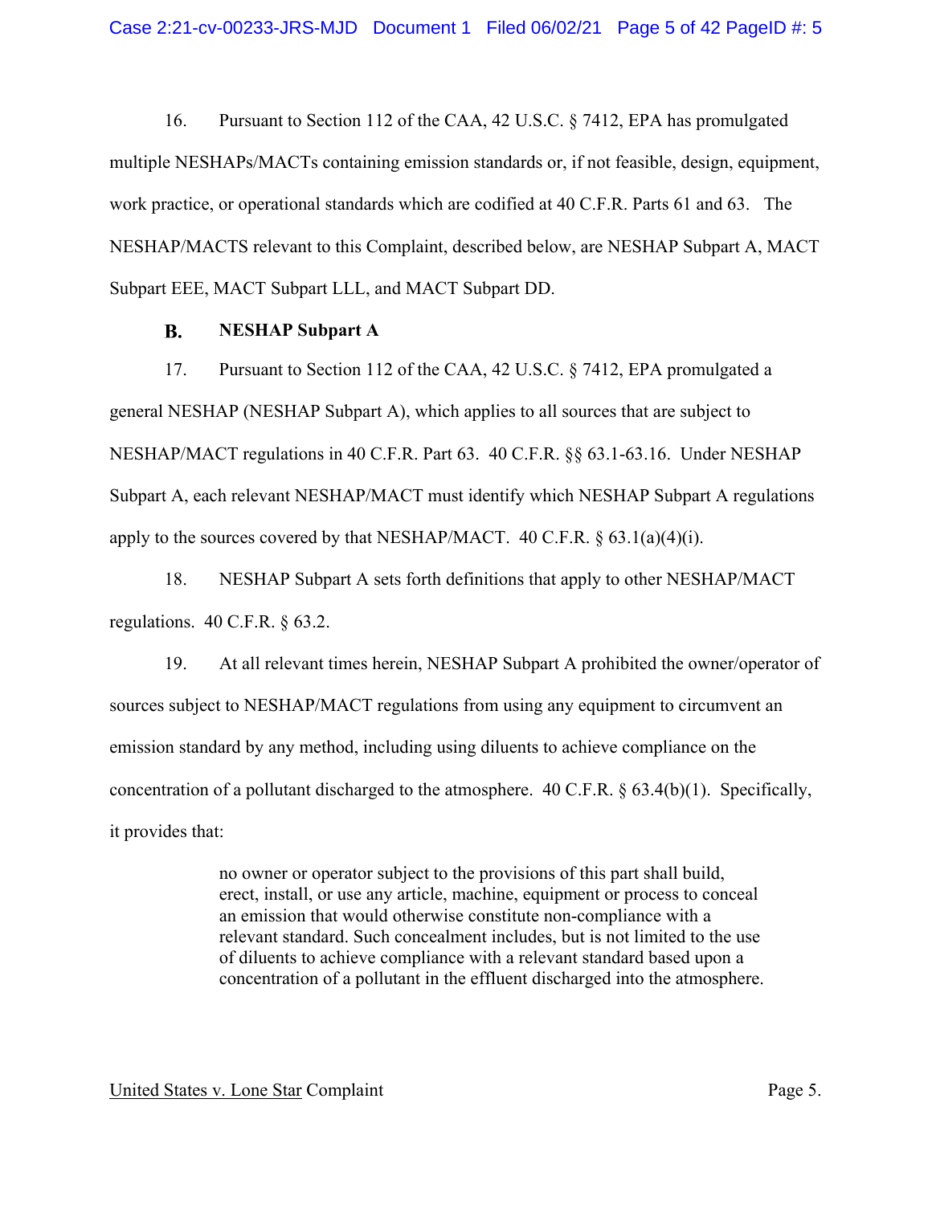16. Pursuant to Section 112 of the CAA, 42 U.S.C. § 7412, EPA has promulgated multiple NESHAPs/MACTs containing emission standards or, if not feasible, design, equipment, work practice, or operational standards which are codified at 40 C.F.R. Parts 61 and 63. The NESHAP/MACTS relevant to this Complaint, described below, are NESHAP Subpart A, MACT Subpart EEE, MACT Subpart LLL, and MACT Subpart DD.

### B. NESHAP Subpart A

17. Pursuant to Section 112 of the CAA, 42 U.S.C. § 7412, EPA promulgated a general NESHAP (NESHAP Subpart A), which applies to all sources that are subject to NESHAP/MACT regulations in 40 C.F.R. Part 63. 40 C.F.R. §§ 63.1-63.16. Under NESHAP Subpart A, each relevant NESHAP/MACT must identify which NESHAP Subpart A regulations apply to the sources covered by that NESHAP/MACT. 40 C.F.R. § 63.1(a)(4)(i).

18. NESHAP Subpart A sets forth definitions that apply to other NESHAP/MACT regulations. 40 C.F.R. § 63.2.

19. At all relevant times herein, NESHAP Subpart A prohibited the owner/operator of sources subject to NESHAP/MACT regulations from using any equipment to circumvent an emission standard by any method, including using diluents to achieve compliance on the concentration of a pollutant discharged to the atmosphere. 40 C.F.R. § 63.4(b)(1). Specifically, it provides that:

> no owner or operator subject to the provisions of this part shall build, erect, install, or use any article, machine, equipment or process to conceal an emission that would otherwise constitute non-compliance with a relevant standard. Such concealment includes, but is not limited to the use of diluents to achieve compliance with a relevant standard based upon a concentration of a pollutant in the effluent discharged into the atmosphere.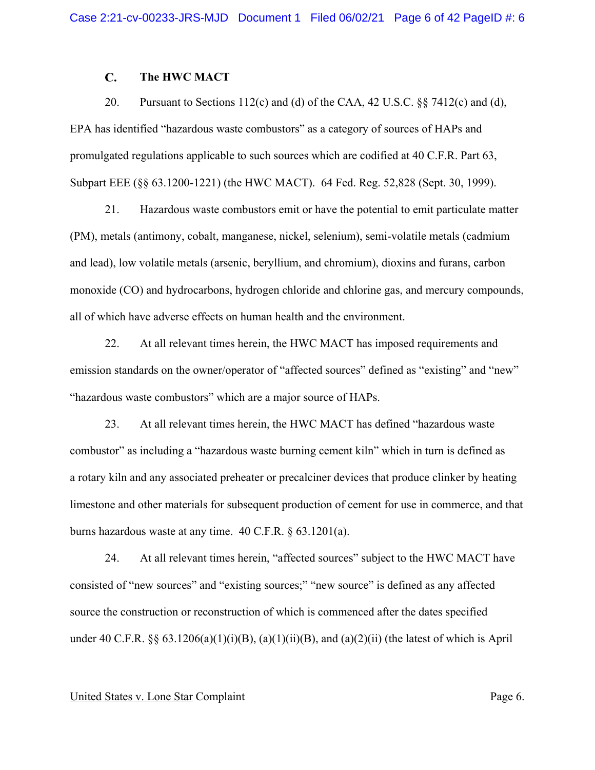### C. The HWC MACT

20. Pursuant to Sections 112(c) and (d) of the CAA, 42 U.S.C. §§ 7412(c) and (d), EPA has identified "hazardous waste combustors" as a category of sources of HAPs and promulgated regulations applicable to such sources which are codified at 40 C.F.R. Part 63, Subpart EEE (§§ 63.1200-1221) (the HWC MACT). 64 Fed. Reg. 52,828 (Sept. 30, 1999).

21. Hazardous waste combustors emit or have the potential to emit particulate matter (PM), metals (antimony, cobalt, manganese, nickel, selenium), semi-volatile metals (cadmium and lead), low volatile metals (arsenic, beryllium, and chromium), dioxins and furans, carbon monoxide (CO) and hydrocarbons, hydrogen chloride and chlorine gas, and mercury compounds, all of which have adverse effects on human health and the environment.

22. At all relevant times herein, the HWC MACT has imposed requirements and emission standards on the owner/operator of "affected sources" defined as "existing" and "new" "hazardous waste combustors" which are a major source of HAPs.

23. At all relevant times herein, the HWC MACT has defined "hazardous waste combustor" as including a "hazardous waste burning cement kiln" which in turn is defined as a rotary kiln and any associated preheater or precalciner devices that produce clinker by heating limestone and other materials for subsequent production of cement for use in commerce, and that burns hazardous waste at any time. 40 C.F.R. § 63.1201(a).

24. At all relevant times herein, "affected sources" subject to the HWC MACT have consisted of "new sources" and "existing sources;" "new source" is defined as any affected source the construction or reconstruction of which is commenced after the dates specified under 40 C.F.R. §§ 63.1206(a)(1)(i)(B), (a)(1)(ii)(B), and (a)(2)(ii) (the latest of which is April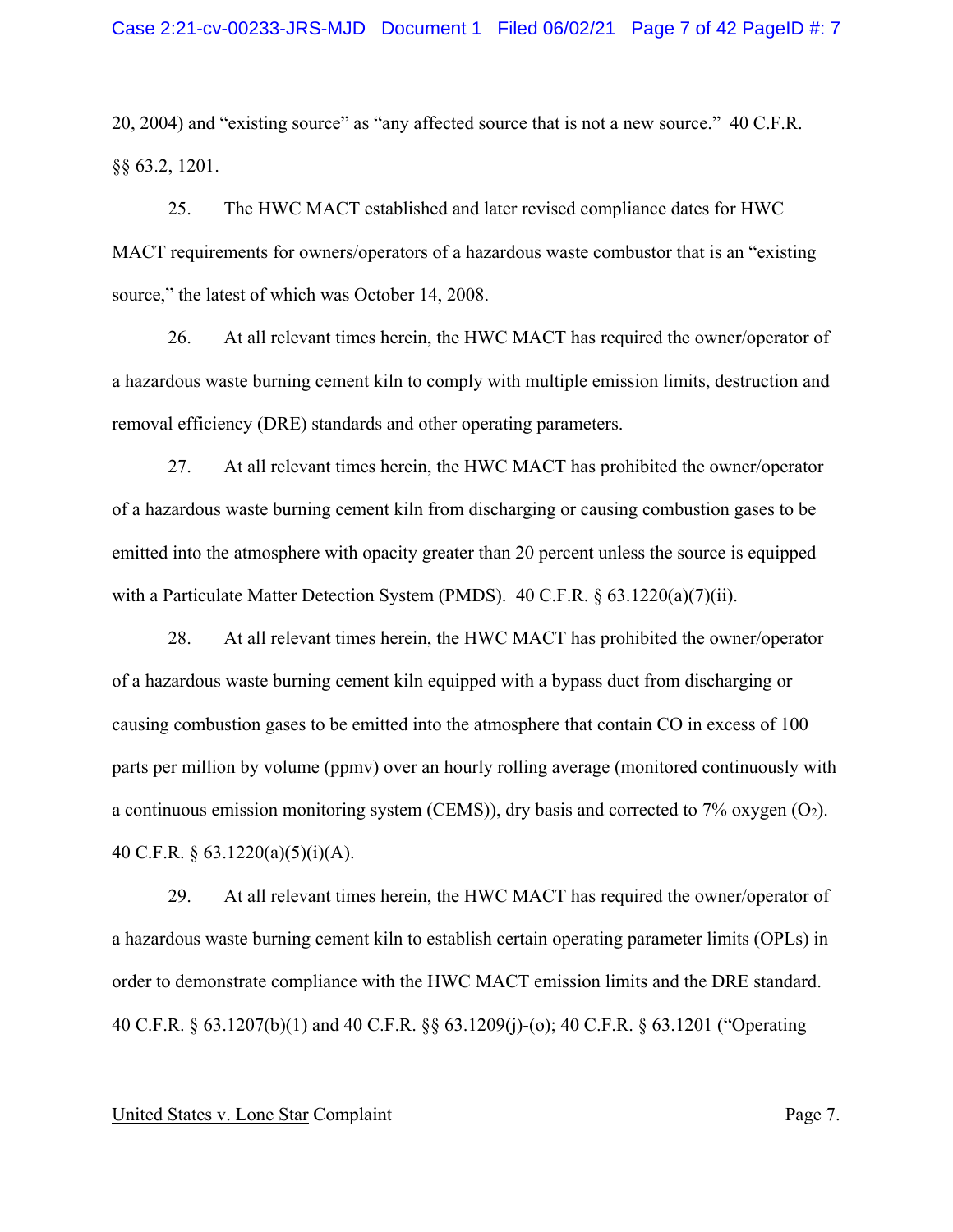20, 2004) and "existing source" as "any affected source that is not a new source." 40 C.F.R. §§ 63.2, 1201.

25. The HWC MACT established and later revised compliance dates for HWC MACT requirements for owners/operators of a hazardous waste combustor that is an "existing source," the latest of which was October 14, 2008.

26. At all relevant times herein, the HWC MACT has required the owner/operator of a hazardous waste burning cement kiln to comply with multiple emission limits, destruction and removal efficiency (DRE) standards and other operating parameters.

27. At all relevant times herein, the HWC MACT has prohibited the owner/operator of a hazardous waste burning cement kiln from discharging or causing combustion gases to be emitted into the atmosphere with opacity greater than 20 percent unless the source is equipped with a Particulate Matter Detection System (PMDS). 40 C.F.R. § 63.1220(a)(7)(ii).

28. At all relevant times herein, the HWC MACT has prohibited the owner/operator of a hazardous waste burning cement kiln equipped with a bypass duct from discharging or causing combustion gases to be emitted into the atmosphere that contain CO in excess of 100 parts per million by volume (ppmv) over an hourly rolling average (monitored continuously with a continuous emission monitoring system (CEMS)), dry basis and corrected to 7% oxygen ($O_2$). 40 C.F.R. § 63.1220(a)(5)(i)(A).

29. At all relevant times herein, the HWC MACT has required the owner/operator of a hazardous waste burning cement kiln to establish certain operating parameter limits (OPLs) in order to demonstrate compliance with the HWC MACT emission limits and the DRE standard. 40 C.F.R. § 63.1207(b)(1) and 40 C.F.R. §§ 63.1209(j)-(o); 40 C.F.R. § 63.1201 ("Operating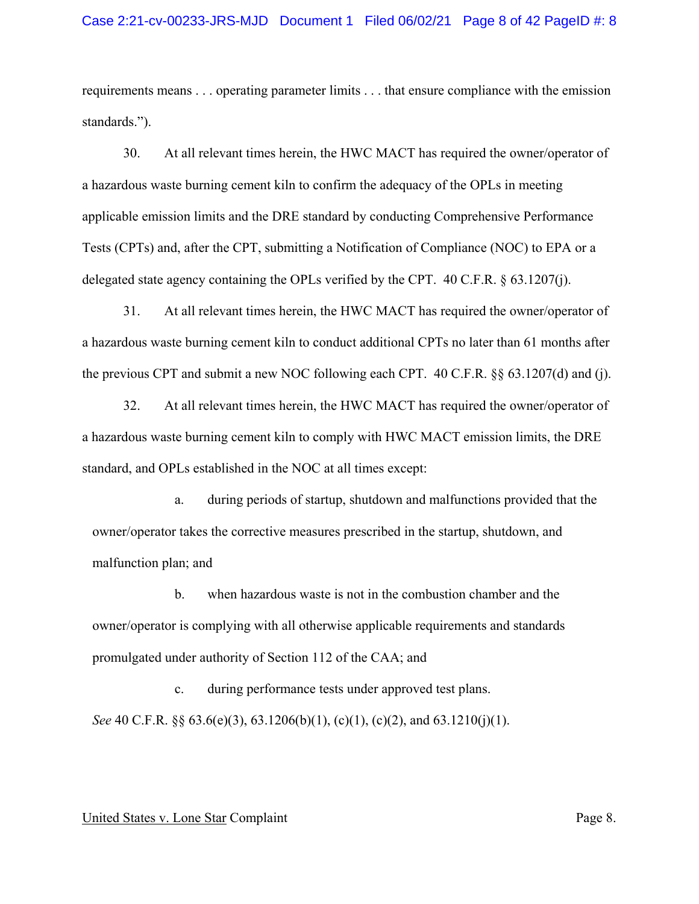requirements means . . . operating parameter limits . . . that ensure compliance with the emission standards.").

30. At all relevant times herein, the HWC MACT has required the owner/operator of a hazardous waste burning cement kiln to confirm the adequacy of the OPLs in meeting applicable emission limits and the DRE standard by conducting Comprehensive Performance Tests (CPTs) and, after the CPT, submitting a Notification of Compliance (NOC) to EPA or a delegated state agency containing the OPLs verified by the CPT. 40 C.F.R. § 63.1207(j).

31. At all relevant times herein, the HWC MACT has required the owner/operator of a hazardous waste burning cement kiln to conduct additional CPTs no later than 61 months after the previous CPT and submit a new NOC following each CPT. 40 C.F.R. §§ 63.1207(d) and (j).

32. At all relevant times herein, the HWC MACT has required the owner/operator of a hazardous waste burning cement kiln to comply with HWC MACT emission limits, the DRE standard, and OPLs established in the NOC at all times except:

a. during periods of startup, shutdown and malfunctions provided that the owner/operator takes the corrective measures prescribed in the startup, shutdown, and malfunction plan; and

b. when hazardous waste is not in the combustion chamber and the owner/operator is complying with all otherwise applicable requirements and standards promulgated under authority of Section 112 of the CAA; and

c. during performance tests under approved test plans.

*See* 40 C.F.R. §§ 63.6(e)(3), 63.1206(b)(1), (c)(1), (c)(2), and 63.1210(j)(1).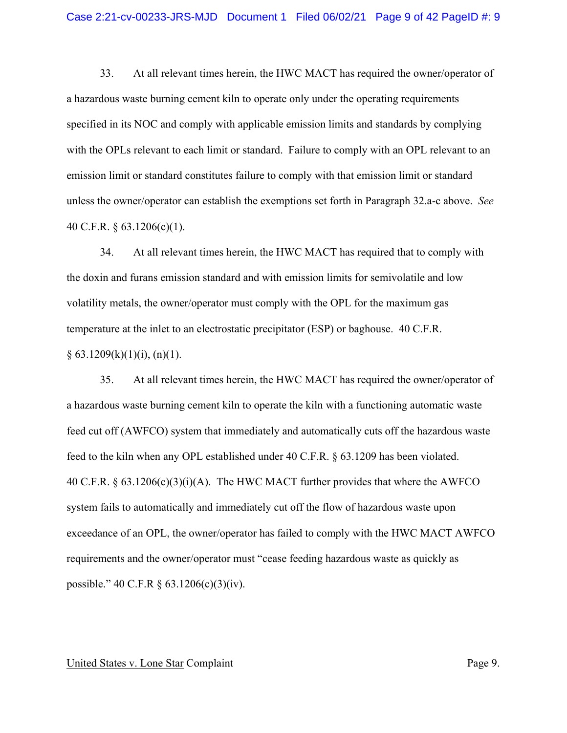33. At all relevant times herein, the HWC MACT has required the owner/operator of a hazardous waste burning cement kiln to operate only under the operating requirements specified in its NOC and comply with applicable emission limits and standards by complying with the OPLs relevant to each limit or standard. Failure to comply with an OPL relevant to an emission limit or standard constitutes failure to comply with that emission limit or standard unless the owner/operator can establish the exemptions set forth in Paragraph 32.a-c above. *See* 40 C.F.R. § 63.1206(c)(1).

34. At all relevant times herein, the HWC MACT has required that to comply with the doxin and furans emission standard and with emission limits for semivolatile and low volatility metals, the owner/operator must comply with the OPL for the maximum gas temperature at the inlet to an electrostatic precipitator (ESP) or baghouse. 40 C.F.R. § 63.1209(k)(1)(i), (n)(1).

35. At all relevant times herein, the HWC MACT has required the owner/operator of a hazardous waste burning cement kiln to operate the kiln with a functioning automatic waste feed cut off (AWFCO) system that immediately and automatically cuts off the hazardous waste feed to the kiln when any OPL established under 40 C.F.R. § 63.1209 has been violated. 40 C.F.R. § 63.1206(c)(3)(i)(A). The HWC MACT further provides that where the AWFCO system fails to automatically and immediately cut off the flow of hazardous waste upon exceedance of an OPL, the owner/operator has failed to comply with the HWC MACT AWFCO requirements and the owner/operator must "cease feeding hazardous waste as quickly as possible." 40 C.F.R § 63.1206(c)(3)(iv).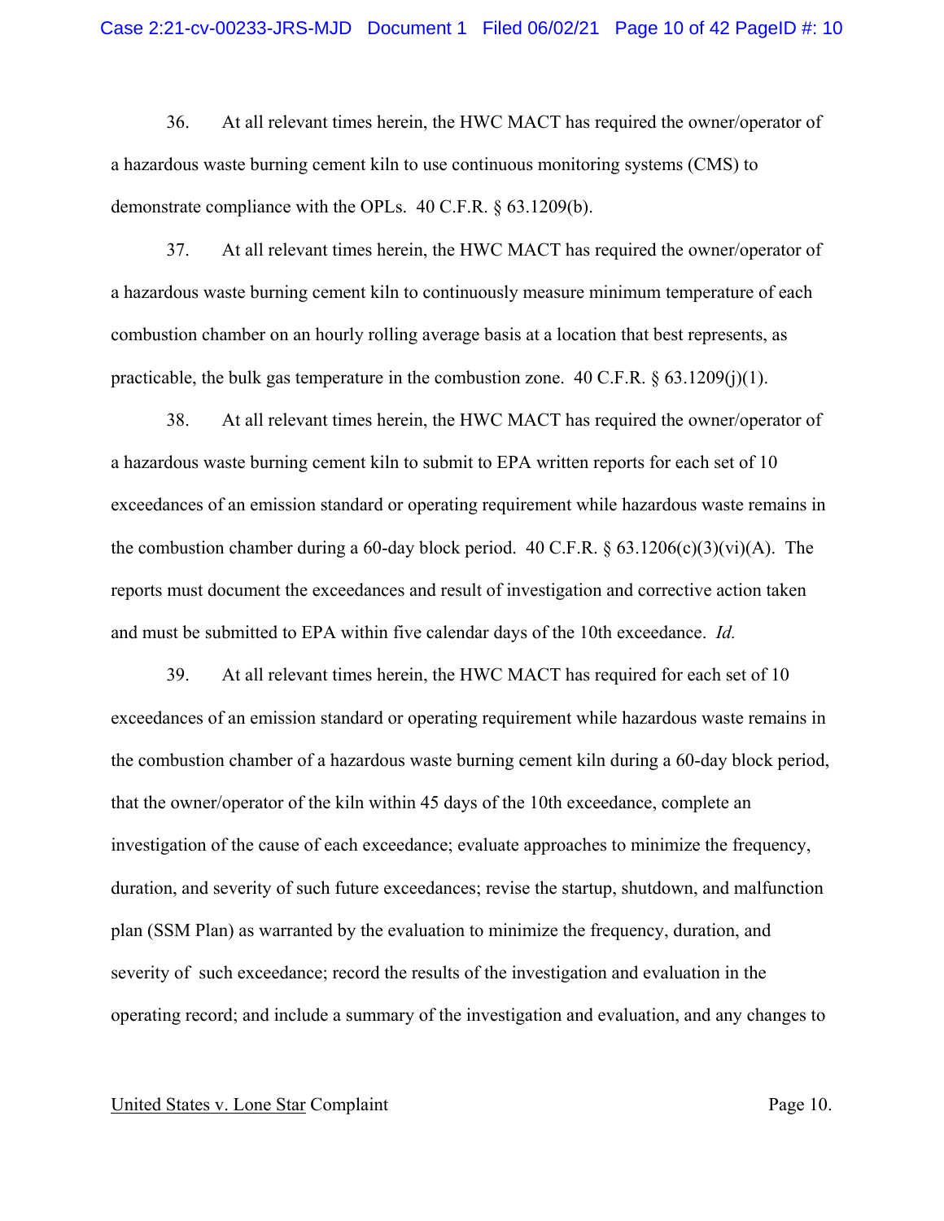36. At all relevant times herein, the HWC MACT has required the owner/operator of a hazardous waste burning cement kiln to use continuous monitoring systems (CMS) to demonstrate compliance with the OPLs. 40 C.F.R. § 63.1209(b).

37. At all relevant times herein, the HWC MACT has required the owner/operator of a hazardous waste burning cement kiln to continuously measure minimum temperature of each combustion chamber on an hourly rolling average basis at a location that best represents, as practicable, the bulk gas temperature in the combustion zone. 40 C.F.R. § 63.1209(j)(1).

38. At all relevant times herein, the HWC MACT has required the owner/operator of a hazardous waste burning cement kiln to submit to EPA written reports for each set of 10 exceedances of an emission standard or operating requirement while hazardous waste remains in the combustion chamber during a 60-day block period. 40 C.F.R. § 63.1206(c)(3)(vi)(A). The reports must document the exceedances and result of investigation and corrective action taken and must be submitted to EPA within five calendar days of the 10th exceedance. *Id.*

39. At all relevant times herein, the HWC MACT has required for each set of 10 exceedances of an emission standard or operating requirement while hazardous waste remains in the combustion chamber of a hazardous waste burning cement kiln during a 60-day block period, that the owner/operator of the kiln within 45 days of the 10th exceedance, complete an investigation of the cause of each exceedance; evaluate approaches to minimize the frequency, duration, and severity of such future exceedances; revise the startup, shutdown, and malfunction plan (SSM Plan) as warranted by the evaluation to minimize the frequency, duration, and severity of such exceedance; record the results of the investigation and evaluation in the operating record; and include a summary of the investigation and evaluation, and any changes to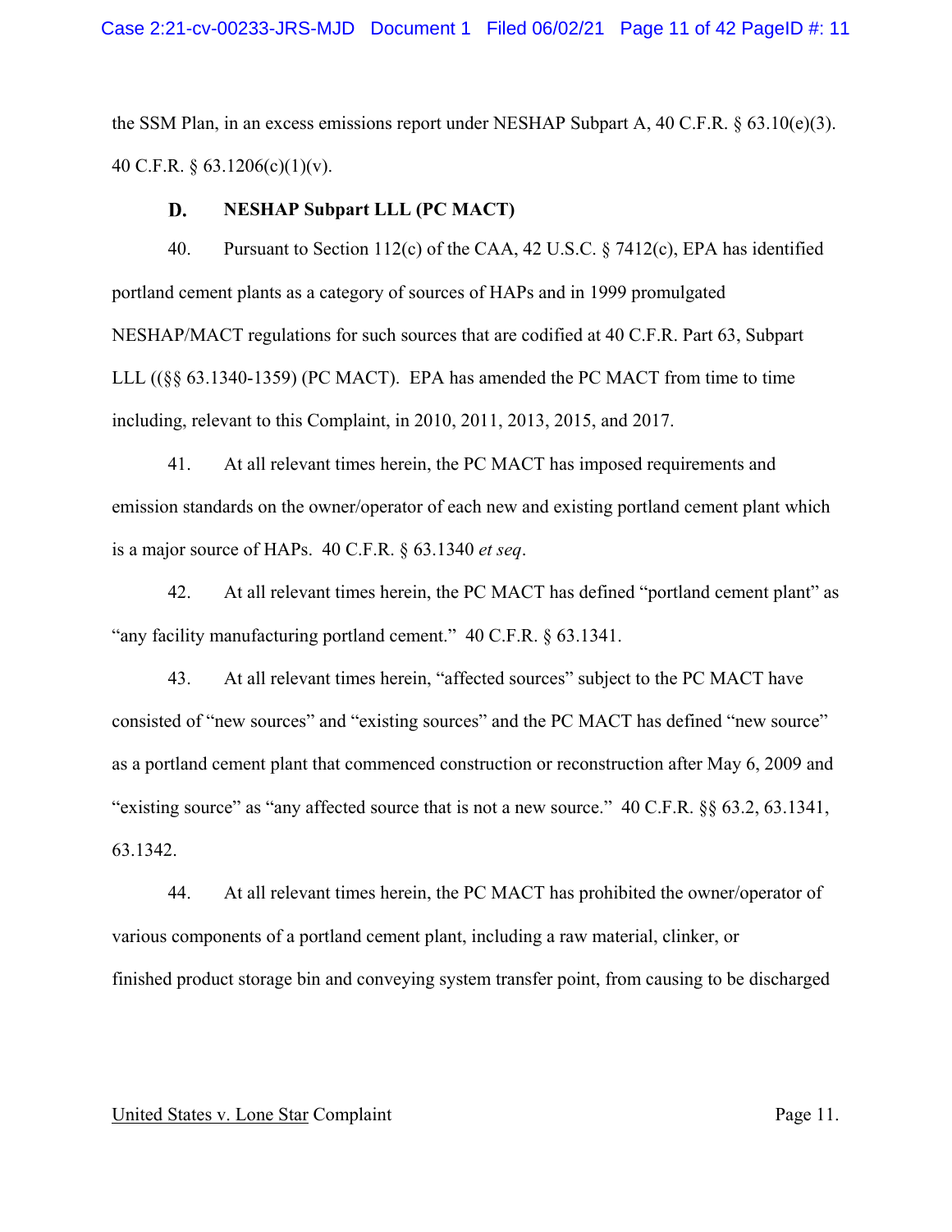the SSM Plan, in an excess emissions report under NESHAP Subpart A, 40 C.F.R. § 63.10(e)(3). 40 C.F.R. § 63.1206(c)(1)(v).

### D. NESHAP Subpart LLL (PC MACT)

40. Pursuant to Section 112(c) of the CAA, 42 U.S.C. § 7412(c), EPA has identified portland cement plants as a category of sources of HAPs and in 1999 promulgated NESHAP/MACT regulations for such sources that are codified at 40 C.F.R. Part 63, Subpart LLL ((§§ 63.1340-1359) (PC MACT). EPA has amended the PC MACT from time to time including, relevant to this Complaint, in 2010, 2011, 2013, 2015, and 2017.

41. At all relevant times herein, the PC MACT has imposed requirements and emission standards on the owner/operator of each new and existing portland cement plant which is a major source of HAPs. 40 C.F.R. § 63.1340 *et seq*.

42. At all relevant times herein, the PC MACT has defined "portland cement plant" as "any facility manufacturing portland cement." 40 C.F.R. § 63.1341.

43. At all relevant times herein, "affected sources" subject to the PC MACT have consisted of "new sources" and "existing sources" and the PC MACT has defined "new source" as a portland cement plant that commenced construction or reconstruction after May 6, 2009 and "existing source" as "any affected source that is not a new source." 40 C.F.R. §§ 63.2, 63.1341, 63.1342.

44. At all relevant times herein, the PC MACT has prohibited the owner/operator of various components of a portland cement plant, including a raw material, clinker, or finished product storage bin and conveying system transfer point, from causing to be discharged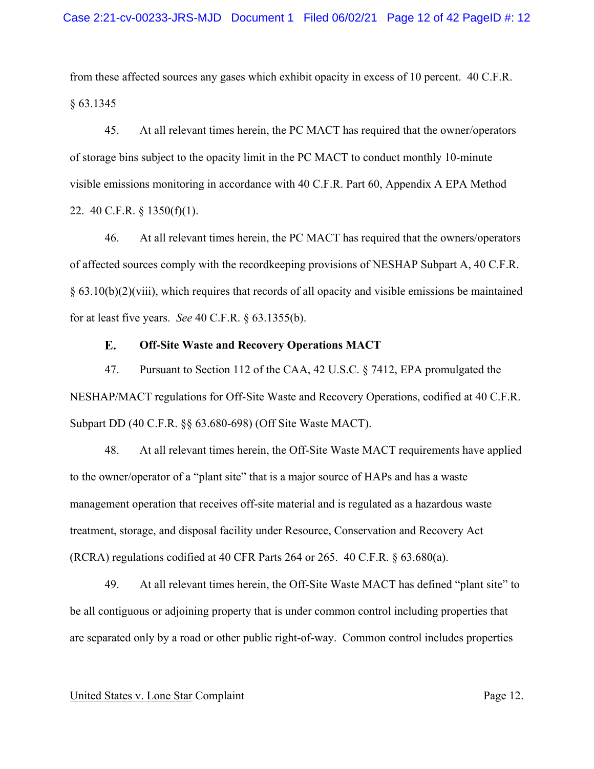from these affected sources any gases which exhibit opacity in excess of 10 percent. 40 C.F.R. § 63.1345

45. At all relevant times herein, the PC MACT has required that the owner/operators of storage bins subject to the opacity limit in the PC MACT to conduct monthly 10-minute visible emissions monitoring in accordance with 40 C.F.R. Part 60, Appendix A EPA Method 22. 40 C.F.R. § 1350(f)(1).

46. At all relevant times herein, the PC MACT has required that the owners/operators of affected sources comply with the recordkeeping provisions of NESHAP Subpart A, 40 C.F.R. § 63.10(b)(2)(viii), which requires that records of all opacity and visible emissions be maintained for at least five years. *See* 40 C.F.R. § 63.1355(b).

### E. Off-Site Waste and Recovery Operations MACT

47. Pursuant to Section 112 of the CAA, 42 U.S.C. § 7412, EPA promulgated the NESHAP/MACT regulations for Off-Site Waste and Recovery Operations, codified at 40 C.F.R. Subpart DD (40 C.F.R. §§ 63.680-698) (Off Site Waste MACT).

48. At all relevant times herein, the Off-Site Waste MACT requirements have applied to the owner/operator of a "plant site" that is a major source of HAPs and has a waste management operation that receives off-site material and is regulated as a hazardous waste treatment, storage, and disposal facility under Resource, Conservation and Recovery Act (RCRA) regulations codified at 40 CFR Parts 264 or 265. 40 C.F.R. § 63.680(a).

49. At all relevant times herein, the Off-Site Waste MACT has defined "plant site" to be all contiguous or adjoining property that is under common control including properties that are separated only by a road or other public right-of-way. Common control includes properties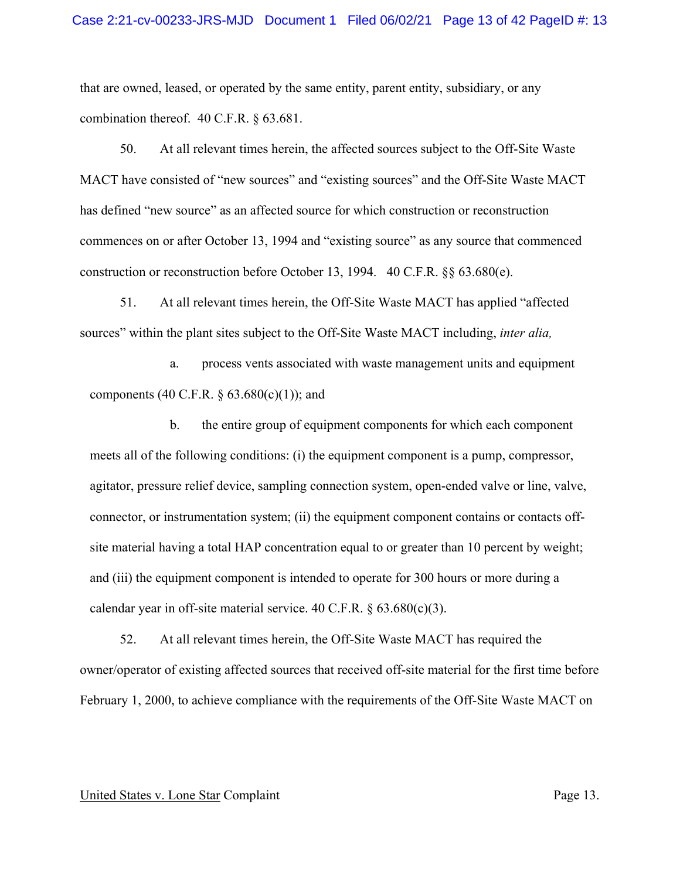that are owned, leased, or operated by the same entity, parent entity, subsidiary, or any combination thereof. 40 C.F.R. § 63.681.

50. At all relevant times herein, the affected sources subject to the Off-Site Waste MACT have consisted of "new sources" and "existing sources" and the Off-Site Waste MACT has defined "new source" as an affected source for which construction or reconstruction commences on or after October 13, 1994 and "existing source" as any source that commenced construction or reconstruction before October 13, 1994. 40 C.F.R. §§ 63.680(e).

51. At all relevant times herein, the Off-Site Waste MACT has applied "affected sources" within the plant sites subject to the Off-Site Waste MACT including, *inter alia,*

a. process vents associated with waste management units and equipment components (40 C.F.R. § 63.680(c)(1)); and

b. the entire group of equipment components for which each component meets all of the following conditions: (i) the equipment component is a pump, compressor, agitator, pressure relief device, sampling connection system, open-ended valve or line, valve, connector, or instrumentation system; (ii) the equipment component contains or contacts off-site material having a total HAP concentration equal to or greater than 10 percent by weight; and (iii) the equipment component is intended to operate for 300 hours or more during a calendar year in off-site material service. 40 C.F.R. § 63.680(c)(3).

52. At all relevant times herein, the Off-Site Waste MACT has required the owner/operator of existing affected sources that received off-site material for the first time before February 1, 2000, to achieve compliance with the requirements of the Off-Site Waste MACT on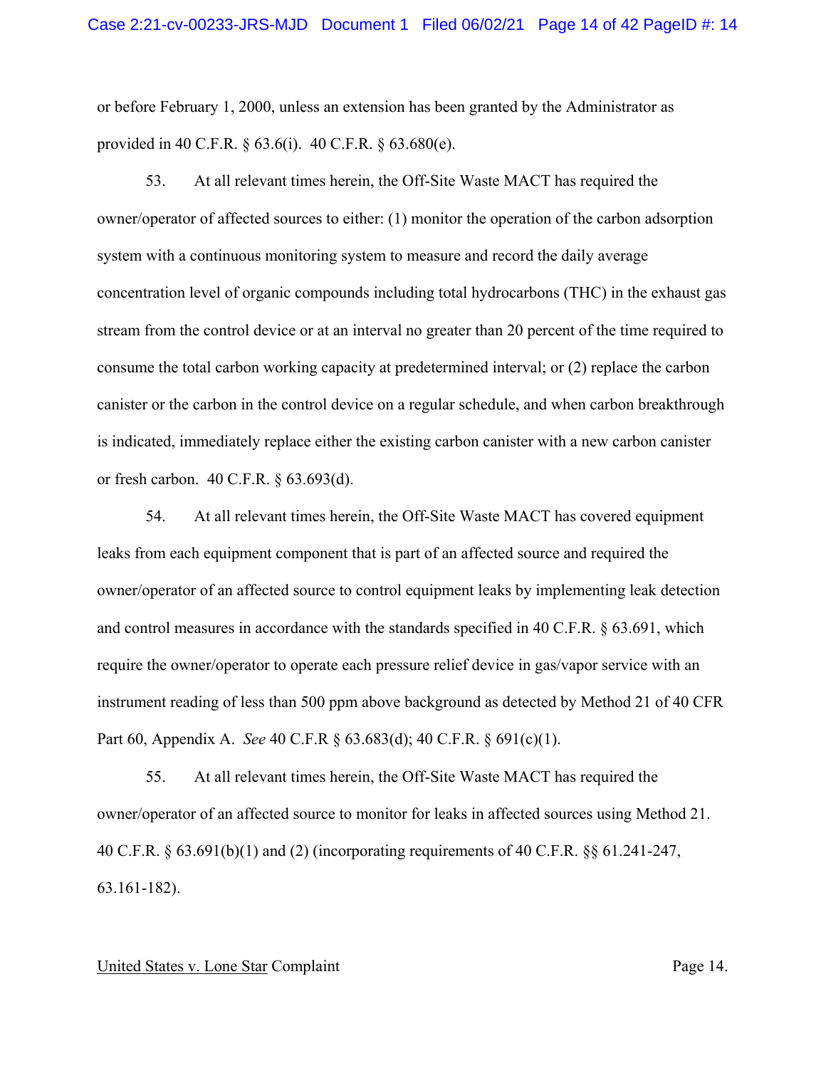or before February 1, 2000, unless an extension has been granted by the Administrator as provided in 40 C.F.R. § 63.6(i). 40 C.F.R. § 63.680(e).

53. At all relevant times herein, the Off-Site Waste MACT has required the owner/operator of affected sources to either: (1) monitor the operation of the carbon adsorption system with a continuous monitoring system to measure and record the daily average concentration level of organic compounds including total hydrocarbons (THC) in the exhaust gas stream from the control device or at an interval no greater than 20 percent of the time required to consume the total carbon working capacity at predetermined interval; or (2) replace the carbon canister or the carbon in the control device on a regular schedule, and when carbon breakthrough is indicated, immediately replace either the existing carbon canister with a new carbon canister or fresh carbon. 40 C.F.R. § 63.693(d).

54. At all relevant times herein, the Off-Site Waste MACT has covered equipment leaks from each equipment component that is part of an affected source and required the owner/operator of an affected source to control equipment leaks by implementing leak detection and control measures in accordance with the standards specified in 40 C.F.R. § 63.691, which require the owner/operator to operate each pressure relief device in gas/vapor service with an instrument reading of less than 500 ppm above background as detected by Method 21 of 40 CFR Part 60, Appendix A. *See* 40 C.F.R § 63.683(d); 40 C.F.R. § 691(c)(1).

55. At all relevant times herein, the Off-Site Waste MACT has required the owner/operator of an affected source to monitor for leaks in affected sources using Method 21. 40 C.F.R. § 63.691(b)(1) and (2) (incorporating requirements of 40 C.F.R. §§ 61.241-247, 63.161-182).

<u>United States v. Lone Star</u> Complaint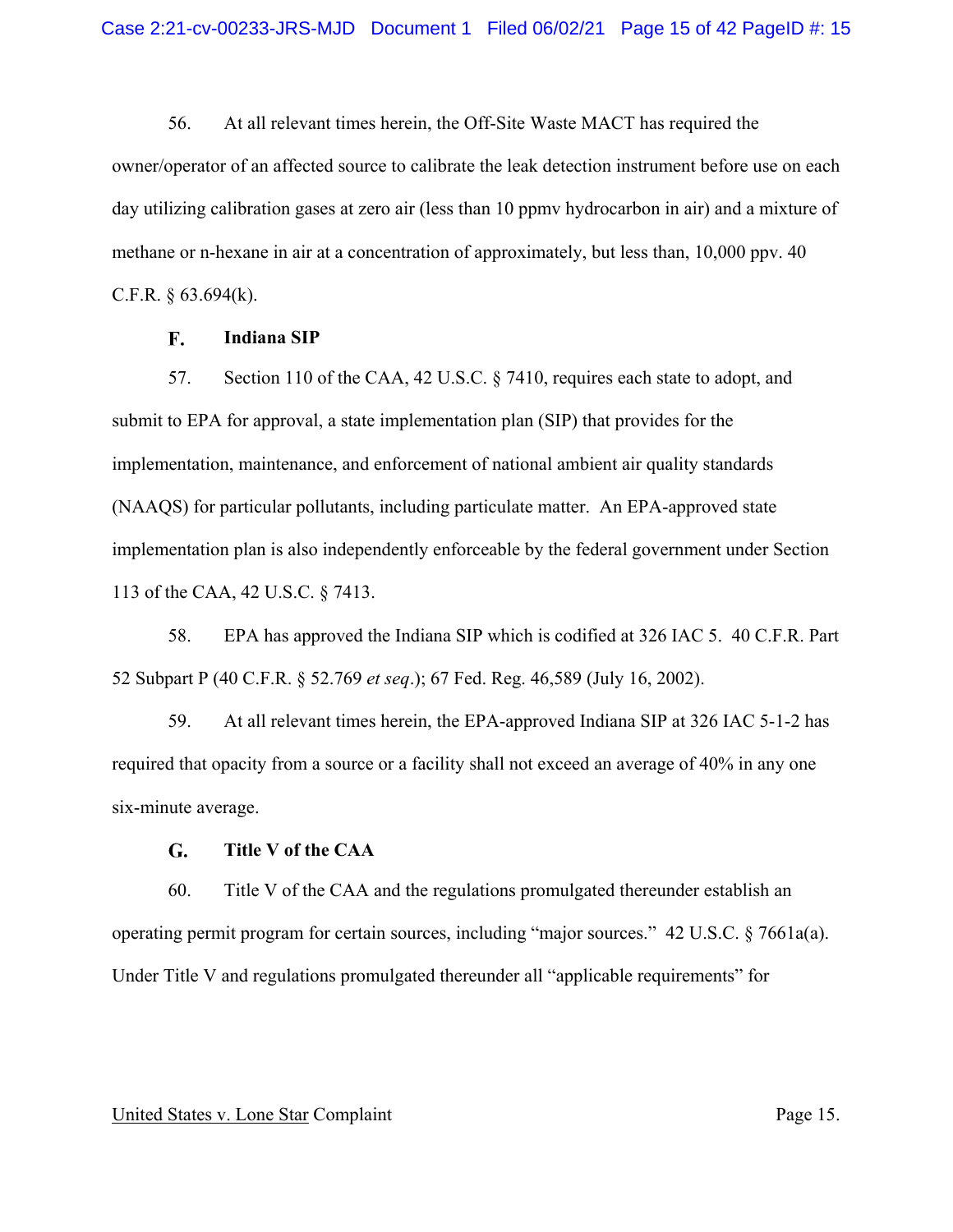56. At all relevant times herein, the Off-Site Waste MACT has required the owner/operator of an affected source to calibrate the leak detection instrument before use on each day utilizing calibration gases at zero air (less than 10 ppmv hydrocarbon in air) and a mixture of methane or n-hexane in air at a concentration of approximately, but less than, 10,000 ppv. 40 C.F.R. § 63.694(k).

### F. Indiana SIP

57. Section 110 of the CAA, 42 U.S.C. § 7410, requires each state to adopt, and submit to EPA for approval, a state implementation plan (SIP) that provides for the implementation, maintenance, and enforcement of national ambient air quality standards (NAAQS) for particular pollutants, including particulate matter. An EPA-approved state implementation plan is also independently enforceable by the federal government under Section 113 of the CAA, 42 U.S.C. § 7413.

58. EPA has approved the Indiana SIP which is codified at 326 IAC 5. 40 C.F.R. Part 52 Subpart P (40 C.F.R. § 52.769 *et seq*.); 67 Fed. Reg. 46,589 (July 16, 2002).

59. At all relevant times herein, the EPA-approved Indiana SIP at 326 IAC 5-1-2 has required that opacity from a source or a facility shall not exceed an average of 40% in any one six-minute average.

### G. Title V of the CAA

60. Title V of the CAA and the regulations promulgated thereunder establish an operating permit program for certain sources, including "major sources." 42 U.S.C. § 7661a(a). Under Title V and regulations promulgated thereunder all "applicable requirements" for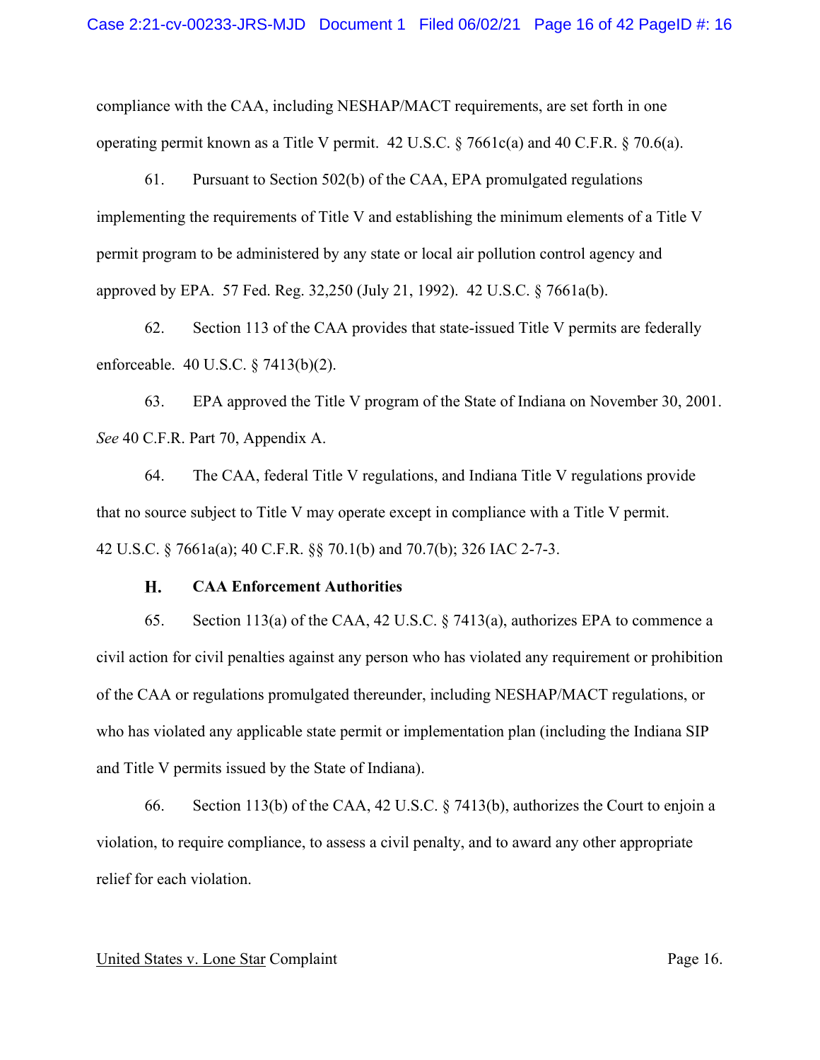compliance with the CAA, including NESHAP/MACT requirements, are set forth in one operating permit known as a Title V permit. 42 U.S.C. § 7661c(a) and 40 C.F.R. § 70.6(a).

61. Pursuant to Section 502(b) of the CAA, EPA promulgated regulations implementing the requirements of Title V and establishing the minimum elements of a Title V permit program to be administered by any state or local air pollution control agency and approved by EPA. 57 Fed. Reg. 32,250 (July 21, 1992). 42 U.S.C. § 7661a(b).

62. Section 113 of the CAA provides that state-issued Title V permits are federally enforceable. 40 U.S.C. § 7413(b)(2).

63. EPA approved the Title V program of the State of Indiana on November 30, 2001. *See* 40 C.F.R. Part 70, Appendix A.

64. The CAA, federal Title V regulations, and Indiana Title V regulations provide that no source subject to Title V may operate except in compliance with a Title V permit. 42 U.S.C. § 7661a(a); 40 C.F.R. §§ 70.1(b) and 70.7(b); 326 IAC 2-7-3.

### H. CAA Enforcement Authorities

65. Section 113(a) of the CAA, 42 U.S.C. § 7413(a), authorizes EPA to commence a civil action for civil penalties against any person who has violated any requirement or prohibition of the CAA or regulations promulgated thereunder, including NESHAP/MACT regulations, or who has violated any applicable state permit or implementation plan (including the Indiana SIP and Title V permits issued by the State of Indiana).

66. Section 113(b) of the CAA, 42 U.S.C. § 7413(b), authorizes the Court to enjoin a violation, to require compliance, to assess a civil penalty, and to award any other appropriate relief for each violation.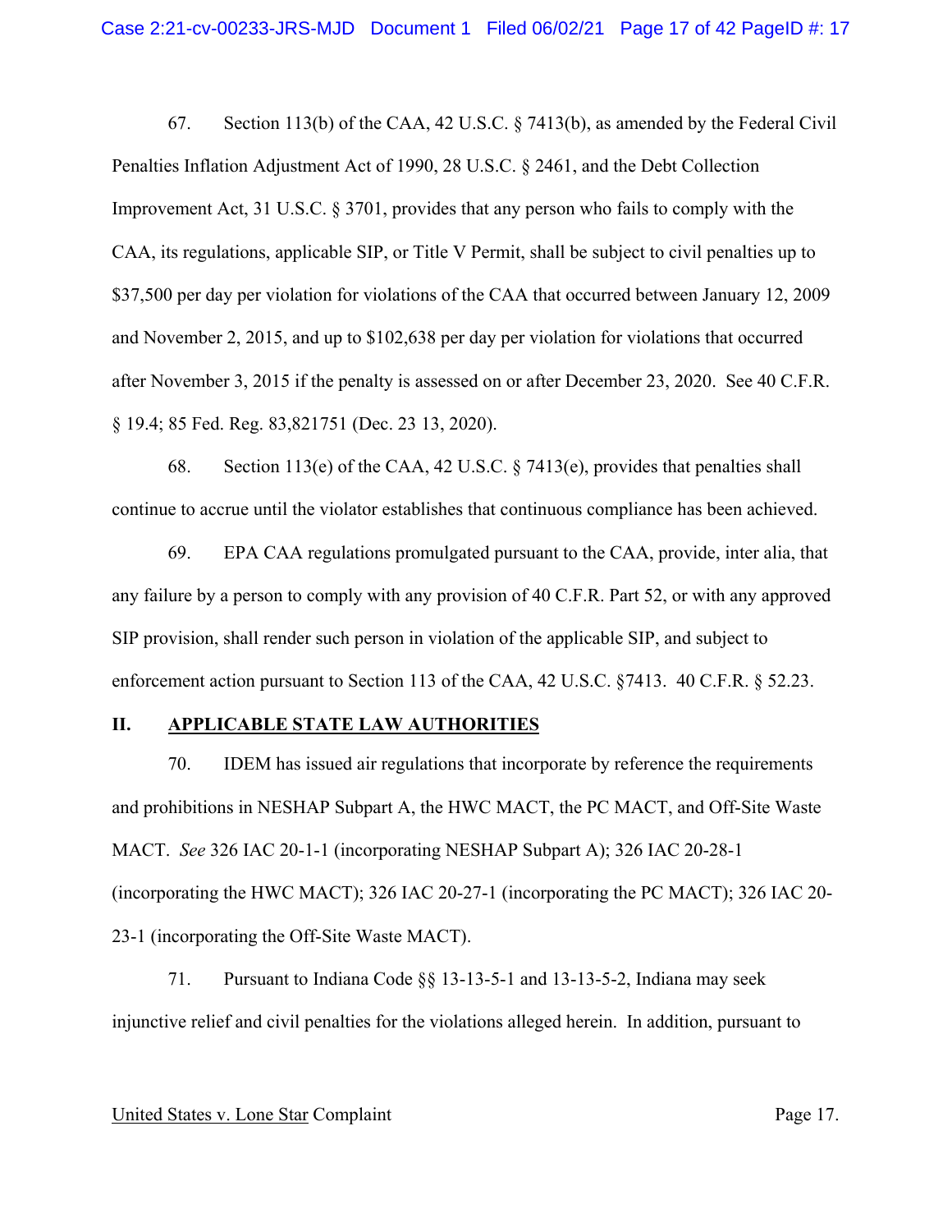67. Section 113(b) of the CAA, 42 U.S.C. § 7413(b), as amended by the Federal Civil Penalties Inflation Adjustment Act of 1990, 28 U.S.C. § 2461, and the Debt Collection Improvement Act, 31 U.S.C. § 3701, provides that any person who fails to comply with the CAA, its regulations, applicable SIP, or Title V Permit, shall be subject to civil penalties up to $37,500 per day per violation for violations of the CAA that occurred between January 12, 2009 and November 2, 2015, and up to $102,638 per day per violation for violations that occurred after November 3, 2015 if the penalty is assessed on or after December 23, 2020. See 40 C.F.R. § 19.4; 85 Fed. Reg. 83,821751 (Dec. 23 13, 2020).

68. Section 113(e) of the CAA, 42 U.S.C. § 7413(e), provides that penalties shall continue to accrue until the violator establishes that continuous compliance has been achieved.

69. EPA CAA regulations promulgated pursuant to the CAA, provide, inter alia, that any failure by a person to comply with any provision of 40 C.F.R. Part 52, or with any approved SIP provision, shall render such person in violation of the applicable SIP, and subject to enforcement action pursuant to Section 113 of the CAA, 42 U.S.C. §7413. 40 C.F.R. § 52.23.

## II. APPLICABLE STATE LAW AUTHORITIES

70. IDEM has issued air regulations that incorporate by reference the requirements and prohibitions in NESHAP Subpart A, the HWC MACT, the PC MACT, and Off-Site Waste MACT. *See* 326 IAC 20-1-1 (incorporating NESHAP Subpart A); 326 IAC 20-28-1 (incorporating the HWC MACT); 326 IAC 20-27-1 (incorporating the PC MACT); 326 IAC 20-23-1 (incorporating the Off-Site Waste MACT).

71. Pursuant to Indiana Code §§ 13-13-5-1 and 13-13-5-2, Indiana may seek injunctive relief and civil penalties for the violations alleged herein. In addition, pursuant to

United States v. Lone Star Complaint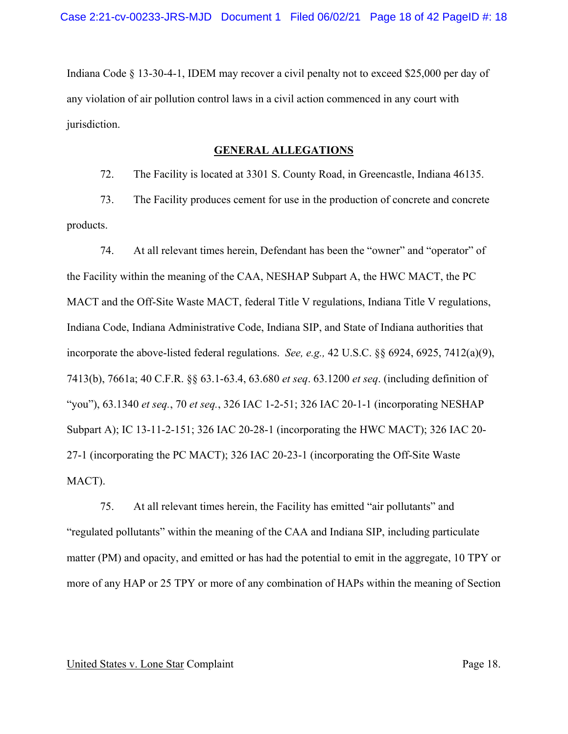Indiana Code § 13-30-4-1, IDEM may recover a civil penalty not to exceed $25,000 per day of any violation of air pollution control laws in a civil action commenced in any court with jurisdiction.

## GENERAL ALLEGATIONS

72. The Facility is located at 3301 S. County Road, in Greencastle, Indiana 46135.

73. The Facility produces cement for use in the production of concrete and concrete products.

74. At all relevant times herein, Defendant has been the "owner" and "operator" of the Facility within the meaning of the CAA, NESHAP Subpart A, the HWC MACT, the PC MACT and the Off-Site Waste MACT, federal Title V regulations, Indiana Title V regulations, Indiana Code, Indiana Administrative Code, Indiana SIP, and State of Indiana authorities that incorporate the above-listed federal regulations. *See, e.g.,* 42 U.S.C. §§ 6924, 6925, 7412(a)(9), 7413(b), 7661a; 40 C.F.R. §§ 63.1-63.4, 63.680 *et seq*. 63.1200 *et seq*. (including definition of "you"), 63.1340 *et seq.*, 70 *et seq.*, 326 IAC 1-2-51; 326 IAC 20-1-1 (incorporating NESHAP Subpart A); IC 13-11-2-151; 326 IAC 20-28-1 (incorporating the HWC MACT); 326 IAC 20-27-1 (incorporating the PC MACT); 326 IAC 20-23-1 (incorporating the Off-Site Waste MACT).

75. At all relevant times herein, the Facility has emitted "air pollutants" and "regulated pollutants" within the meaning of the CAA and Indiana SIP, including particulate matter (PM) and opacity, and emitted or has had the potential to emit in the aggregate, 10 TPY or more of any HAP or 25 TPY or more of any combination of HAPs within the meaning of Section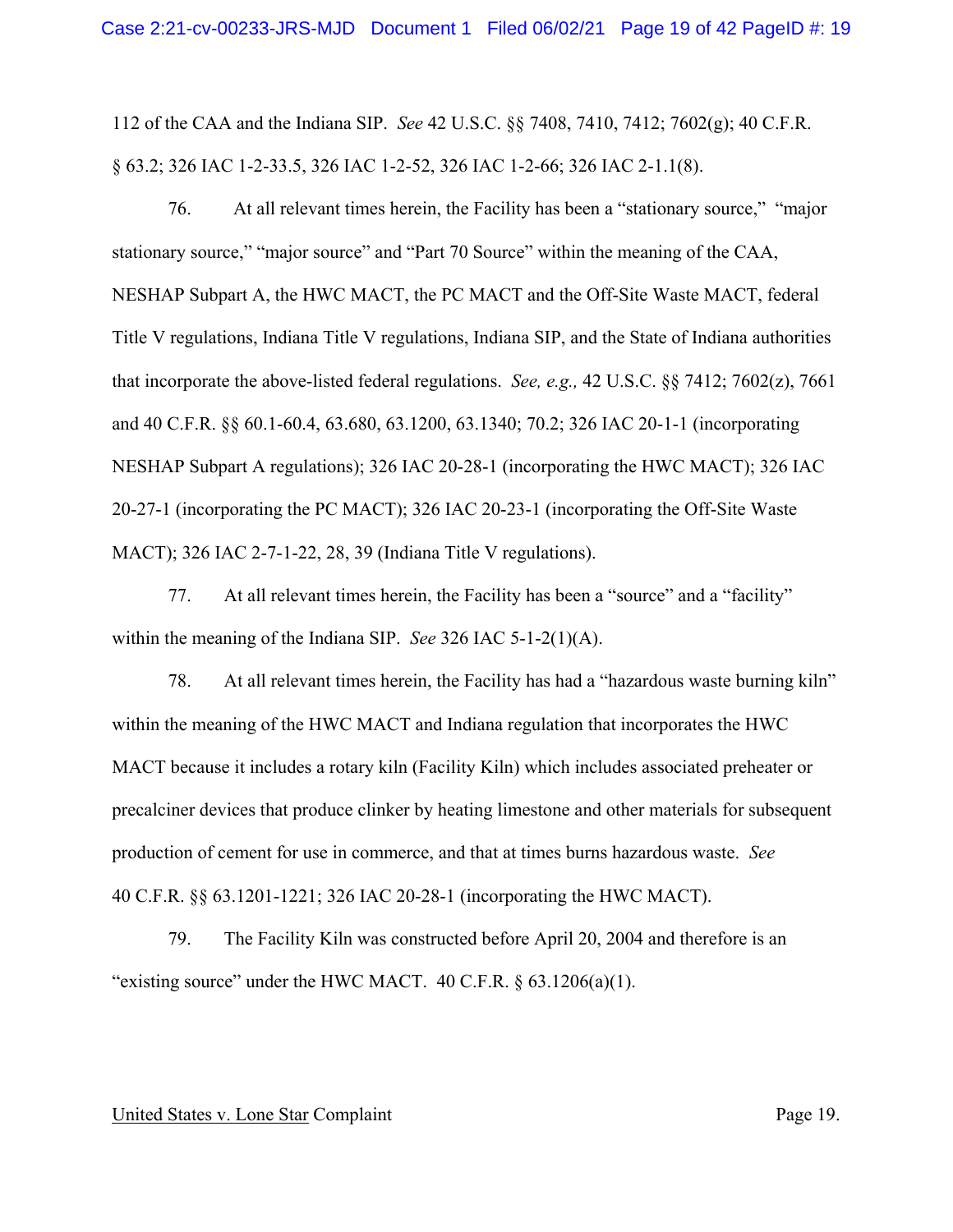112 of the CAA and the Indiana SIP. *See* 42 U.S.C. §§ 7408, 7410, 7412; 7602(g); 40 C.F.R. § 63.2; 326 IAC 1-2-33.5, 326 IAC 1-2-52, 326 IAC 1-2-66; 326 IAC 2-1.1(8).

76. At all relevant times herein, the Facility has been a "stationary source," "major stationary source," "major source" and "Part 70 Source" within the meaning of the CAA, NESHAP Subpart A, the HWC MACT, the PC MACT and the Off-Site Waste MACT, federal Title V regulations, Indiana Title V regulations, Indiana SIP, and the State of Indiana authorities that incorporate the above-listed federal regulations. *See, e.g.,* 42 U.S.C. §§ 7412; 7602(z), 7661 and 40 C.F.R. §§ 60.1-60.4, 63.680, 63.1200, 63.1340; 70.2; 326 IAC 20-1-1 (incorporating NESHAP Subpart A regulations); 326 IAC 20-28-1 (incorporating the HWC MACT); 326 IAC 20-27-1 (incorporating the PC MACT); 326 IAC 20-23-1 (incorporating the Off-Site Waste MACT); 326 IAC 2-7-1-22, 28, 39 (Indiana Title V regulations).

77. At all relevant times herein, the Facility has been a "source" and a "facility" within the meaning of the Indiana SIP. *See* 326 IAC 5-1-2(1)(A).

78. At all relevant times herein, the Facility has had a "hazardous waste burning kiln" within the meaning of the HWC MACT and Indiana regulation that incorporates the HWC MACT because it includes a rotary kiln (Facility Kiln) which includes associated preheater or precalciner devices that produce clinker by heating limestone and other materials for subsequent production of cement for use in commerce, and that at times burns hazardous waste. *See* 40 C.F.R. §§ 63.1201-1221; 326 IAC 20-28-1 (incorporating the HWC MACT).

79. The Facility Kiln was constructed before April 20, 2004 and therefore is an "existing source" under the HWC MACT. 40 C.F.R. § 63.1206(a)(1).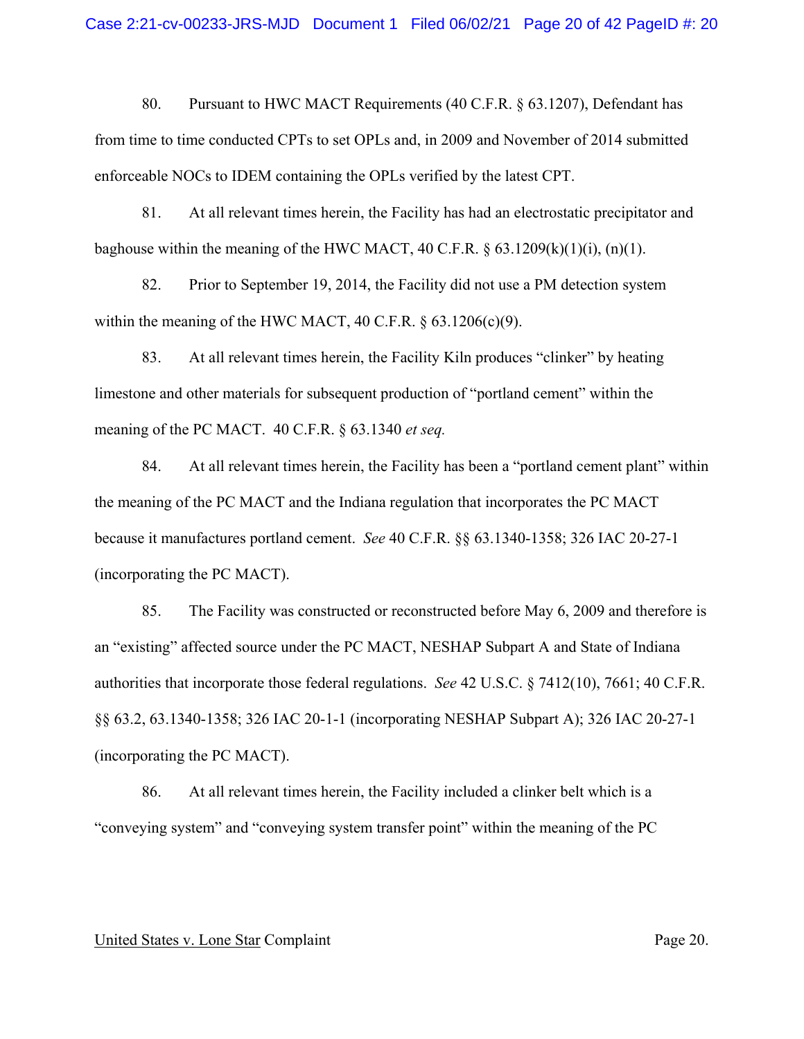80. Pursuant to HWC MACT Requirements (40 C.F.R. § 63.1207), Defendant has from time to time conducted CPTs to set OPLs and, in 2009 and November of 2014 submitted enforceable NOCs to IDEM containing the OPLs verified by the latest CPT.

81. At all relevant times herein, the Facility has had an electrostatic precipitator and baghouse within the meaning of the HWC MACT, 40 C.F.R. § 63.1209(k)(1)(i), (n)(1).

82. Prior to September 19, 2014, the Facility did not use a PM detection system within the meaning of the HWC MACT, 40 C.F.R. § 63.1206(c)(9).

83. At all relevant times herein, the Facility Kiln produces "clinker" by heating limestone and other materials for subsequent production of "portland cement" within the meaning of the PC MACT. 40 C.F.R. § 63.1340 *et seq.*

84. At all relevant times herein, the Facility has been a "portland cement plant" within the meaning of the PC MACT and the Indiana regulation that incorporates the PC MACT because it manufactures portland cement. *See* 40 C.F.R. §§ 63.1340-1358; 326 IAC 20-27-1 (incorporating the PC MACT).

85. The Facility was constructed or reconstructed before May 6, 2009 and therefore is an "existing" affected source under the PC MACT, NESHAP Subpart A and State of Indiana authorities that incorporate those federal regulations. *See* 42 U.S.C. § 7412(10), 7661; 40 C.F.R. §§ 63.2, 63.1340-1358; 326 IAC 20-1-1 (incorporating NESHAP Subpart A); 326 IAC 20-27-1 (incorporating the PC MACT).

86. At all relevant times herein, the Facility included a clinker belt which is a "conveying system" and "conveying system transfer point" within the meaning of the PC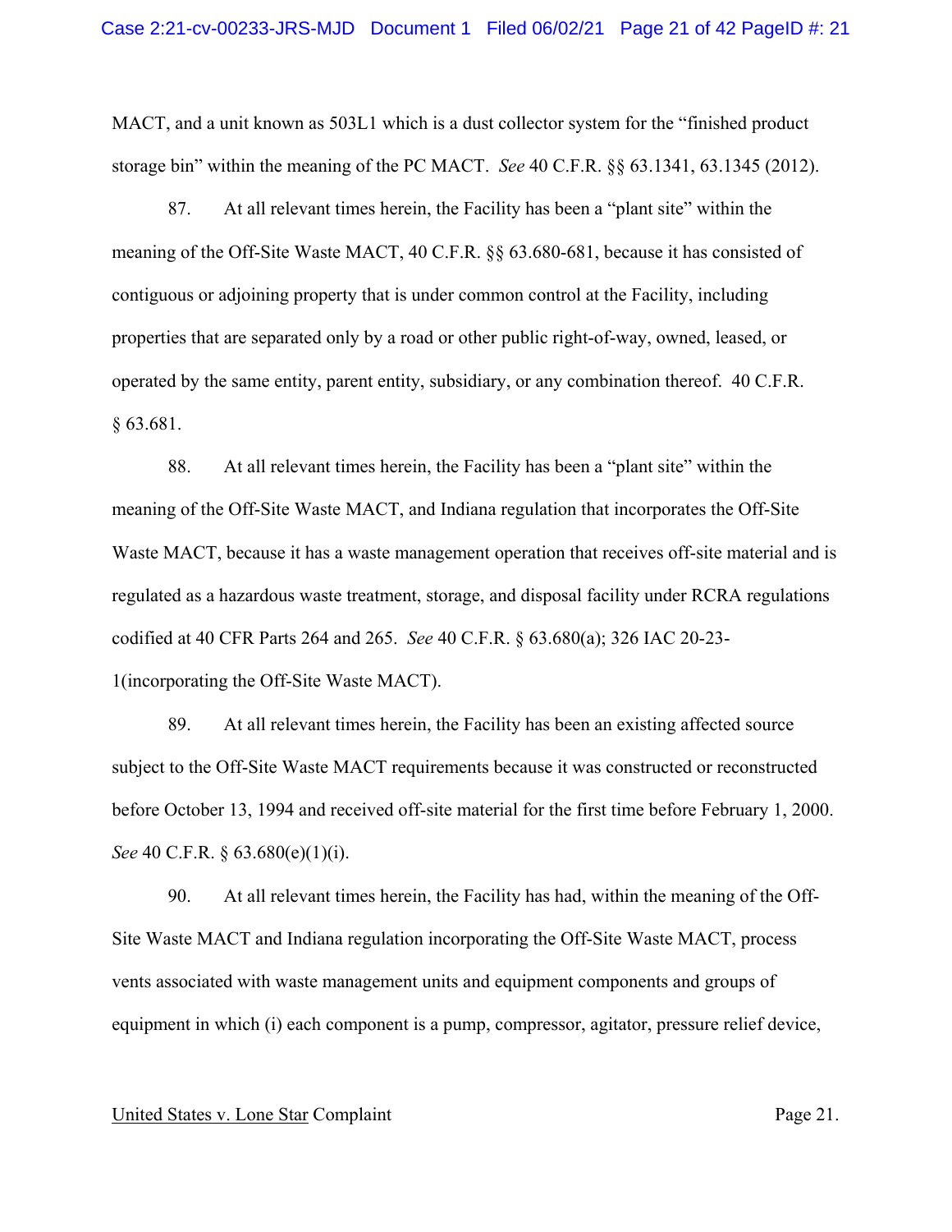MACT, and a unit known as 503L1 which is a dust collector system for the "finished product storage bin" within the meaning of the PC MACT. *See* 40 C.F.R. §§ 63.1341, 63.1345 (2012).

87. At all relevant times herein, the Facility has been a "plant site" within the meaning of the Off-Site Waste MACT, 40 C.F.R. §§ 63.680-681, because it has consisted of contiguous or adjoining property that is under common control at the Facility, including properties that are separated only by a road or other public right-of-way, owned, leased, or operated by the same entity, parent entity, subsidiary, or any combination thereof. 40 C.F.R. § 63.681.

88. At all relevant times herein, the Facility has been a "plant site" within the meaning of the Off-Site Waste MACT, and Indiana regulation that incorporates the Off-Site Waste MACT, because it has a waste management operation that receives off-site material and is regulated as a hazardous waste treatment, storage, and disposal facility under RCRA regulations codified at 40 CFR Parts 264 and 265. *See* 40 C.F.R. § 63.680(a); 326 IAC 20-23-1(incorporating the Off-Site Waste MACT).

89. At all relevant times herein, the Facility has been an existing affected source subject to the Off-Site Waste MACT requirements because it was constructed or reconstructed before October 13, 1994 and received off-site material for the first time before February 1, 2000. *See* 40 C.F.R. § 63.680(e)(1)(i).

90. At all relevant times herein, the Facility has had, within the meaning of the Off-Site Waste MACT and Indiana regulation incorporating the Off-Site Waste MACT, process vents associated with waste management units and equipment components and groups of equipment in which (i) each component is a pump, compressor, agitator, pressure relief device,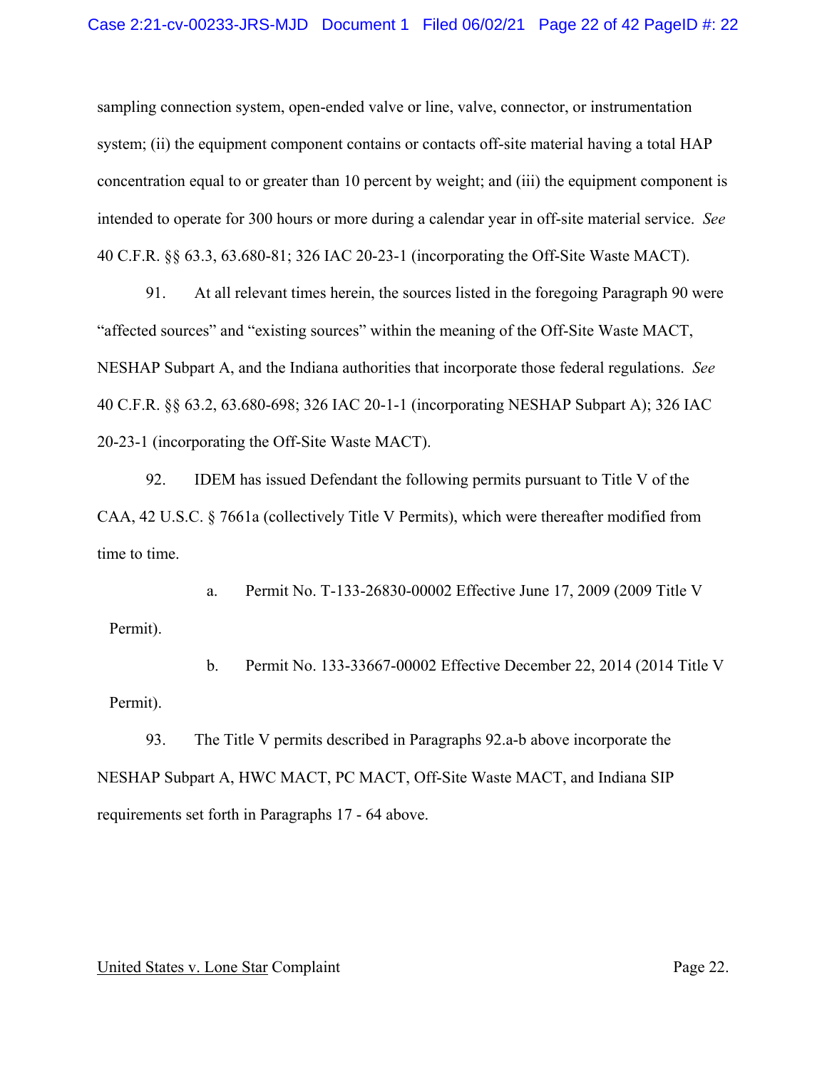sampling connection system, open-ended valve or line, valve, connector, or instrumentation system; (ii) the equipment component contains or contacts off-site material having a total HAP concentration equal to or greater than 10 percent by weight; and (iii) the equipment component is intended to operate for 300 hours or more during a calendar year in off-site material service. *See* 40 C.F.R. §§ 63.3, 63.680-81; 326 IAC 20-23-1 (incorporating the Off-Site Waste MACT).

91. At all relevant times herein, the sources listed in the foregoing Paragraph 90 were "affected sources" and "existing sources" within the meaning of the Off-Site Waste MACT, NESHAP Subpart A, and the Indiana authorities that incorporate those federal regulations. *See* 40 C.F.R. §§ 63.2, 63.680-698; 326 IAC 20-1-1 (incorporating NESHAP Subpart A); 326 IAC 20-23-1 (incorporating the Off-Site Waste MACT).

92. IDEM has issued Defendant the following permits pursuant to Title V of the CAA, 42 U.S.C. § 7661a (collectively Title V Permits), which were thereafter modified from time to time.

a. Permit No. T-133-26830-00002 Effective June 17, 2009 (2009 Title V Permit).

b. Permit No. 133-33667-00002 Effective December 22, 2014 (2014 Title V Permit).

93. The Title V permits described in Paragraphs 92.a-b above incorporate the NESHAP Subpart A, HWC MACT, PC MACT, Off-Site Waste MACT, and Indiana SIP requirements set forth in Paragraphs 17 - 64 above.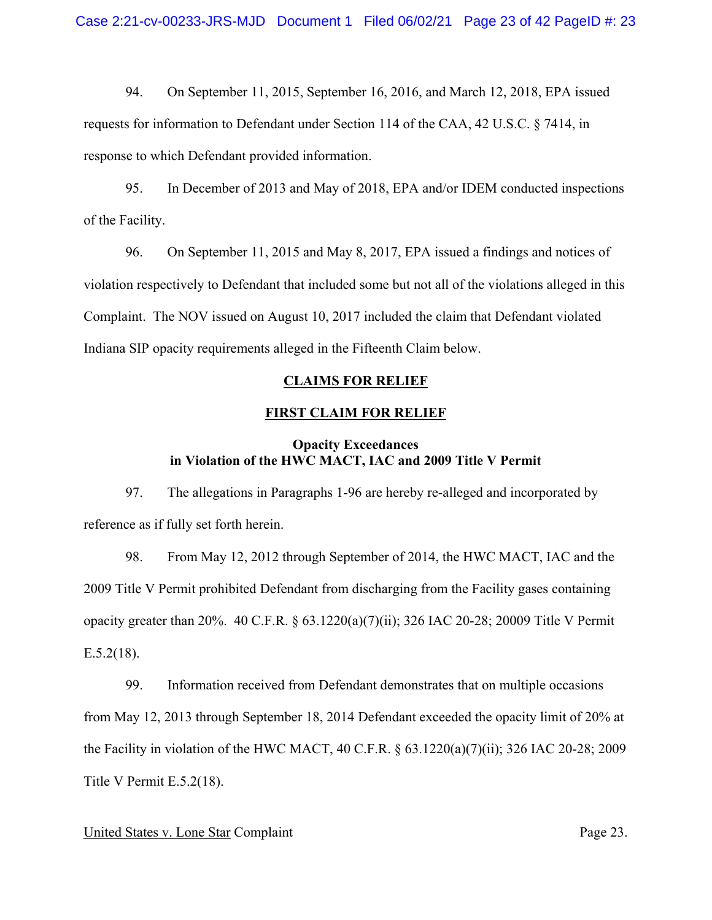94. On September 11, 2015, September 16, 2016, and March 12, 2018, EPA issued requests for information to Defendant under Section 114 of the CAA, 42 U.S.C. § 7414, in response to which Defendant provided information.

95. In December of 2013 and May of 2018, EPA and/or IDEM conducted inspections of the Facility.

96. On September 11, 2015 and May 8, 2017, EPA issued a findings and notices of violation respectively to Defendant that included some but not all of the violations alleged in this Complaint. The NOV issued on August 10, 2017 included the claim that Defendant violated Indiana SIP opacity requirements alleged in the Fifteenth Claim below.

## CLAIMS FOR RELIEF

## FIRST CLAIM FOR RELIEF

### Opacity Exceedances in Violation of the HWC MACT, IAC and 2009 Title V Permit

97. The allegations in Paragraphs 1-96 are hereby re-alleged and incorporated by reference as if fully set forth herein.

98. From May 12, 2012 through September of 2014, the HWC MACT, IAC and the 2009 Title V Permit prohibited Defendant from discharging from the Facility gases containing opacity greater than 20%. 40 C.F.R. § 63.1220(a)(7)(ii); 326 IAC 20-28; 20009 Title V Permit E.5.2(18).

99. Information received from Defendant demonstrates that on multiple occasions from May 12, 2013 through September 18, 2014 Defendant exceeded the opacity limit of 20% at the Facility in violation of the HWC MACT, 40 C.F.R. § 63.1220(a)(7)(ii); 326 IAC 20-28; 2009 Title V Permit E.5.2(18).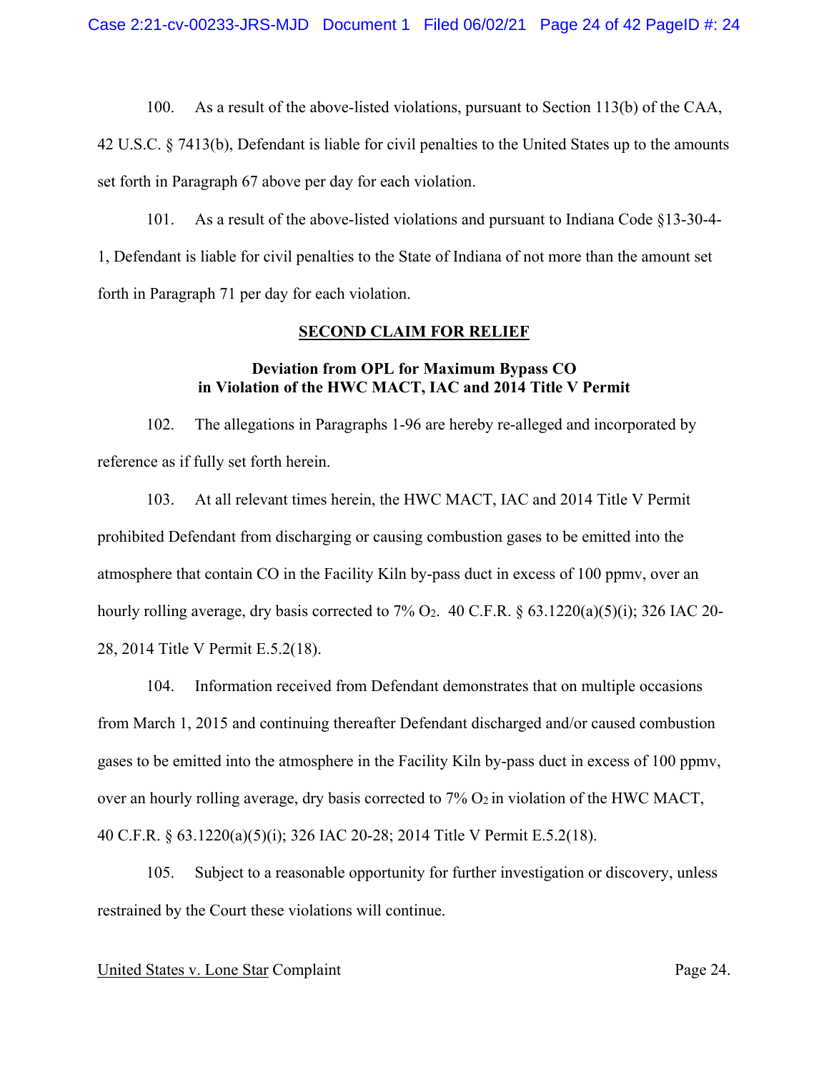100. As a result of the above-listed violations, pursuant to Section 113(b) of the CAA, 42 U.S.C. § 7413(b), Defendant is liable for civil penalties to the United States up to the amounts set forth in Paragraph 67 above per day for each violation.

101. As a result of the above-listed violations and pursuant to Indiana Code §13-30-4-1, Defendant is liable for civil penalties to the State of Indiana of not more than the amount set forth in Paragraph 71 per day for each violation.

## SECOND CLAIM FOR RELIEF

### Deviation from OPL for Maximum Bypass CO in Violation of the HWC MACT, IAC and 2014 Title V Permit

102. The allegations in Paragraphs 1-96 are hereby re-alleged and incorporated by reference as if fully set forth herein.

103. At all relevant times herein, the HWC MACT, IAC and 2014 Title V Permit prohibited Defendant from discharging or causing combustion gases to be emitted into the atmosphere that contain CO in the Facility Kiln by-pass duct in excess of 100 ppmv, over an hourly rolling average, dry basis corrected to 7% $O_2$. 40 C.F.R. § 63.1220(a)(5)(i); 326 IAC 20-28, 2014 Title V Permit E.5.2(18).

104. Information received from Defendant demonstrates that on multiple occasions from March 1, 2015 and continuing thereafter Defendant discharged and/or caused combustion gases to be emitted into the atmosphere in the Facility Kiln by-pass duct in excess of 100 ppmv, over an hourly rolling average, dry basis corrected to 7% $O_2$ in violation of the HWC MACT, 40 C.F.R. § 63.1220(a)(5)(i); 326 IAC 20-28; 2014 Title V Permit E.5.2(18).

105. Subject to a reasonable opportunity for further investigation or discovery, unless restrained by the Court these violations will continue.

United States v. Lone Star Complaint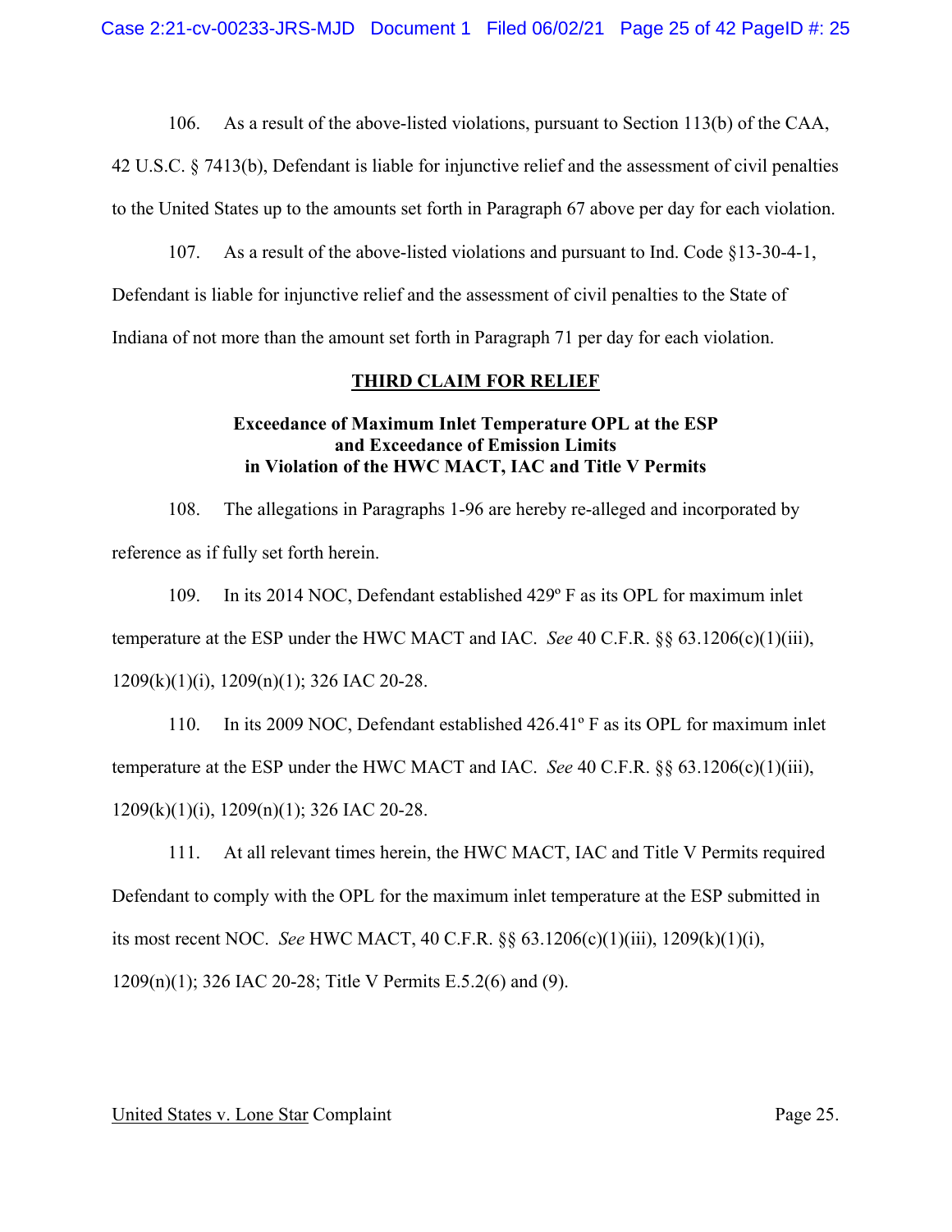106. As a result of the above-listed violations, pursuant to Section 113(b) of the CAA, 42 U.S.C. § 7413(b), Defendant is liable for injunctive relief and the assessment of civil penalties to the United States up to the amounts set forth in Paragraph 67 above per day for each violation.

107. As a result of the above-listed violations and pursuant to Ind. Code §13-30-4-1, Defendant is liable for injunctive relief and the assessment of civil penalties to the State of Indiana of not more than the amount set forth in Paragraph 71 per day for each violation.

## THIRD CLAIM FOR RELIEF

### Exceedance of Maximum Inlet Temperature OPL at the ESP and Exceedance of Emission Limits in Violation of the HWC MACT, IAC and Title V Permits

108. The allegations in Paragraphs 1-96 are hereby re-alleged and incorporated by reference as if fully set forth herein.

109. In its 2014 NOC, Defendant established 429º F as its OPL for maximum inlet temperature at the ESP under the HWC MACT and IAC. *See* 40 C.F.R. §§ 63.1206(c)(1)(iii), 1209(k)(1)(i), 1209(n)(1); 326 IAC 20-28.

110. In its 2009 NOC, Defendant established 426.41º F as its OPL for maximum inlet temperature at the ESP under the HWC MACT and IAC. *See* 40 C.F.R. §§ 63.1206(c)(1)(iii), 1209(k)(1)(i), 1209(n)(1); 326 IAC 20-28.

111. At all relevant times herein, the HWC MACT, IAC and Title V Permits required Defendant to comply with the OPL for the maximum inlet temperature at the ESP submitted in its most recent NOC. *See* HWC MACT, 40 C.F.R. §§ 63.1206(c)(1)(iii), 1209(k)(1)(i), 1209(n)(1); 326 IAC 20-28; Title V Permits E.5.2(6) and (9).

United States v. Lone Star Complaint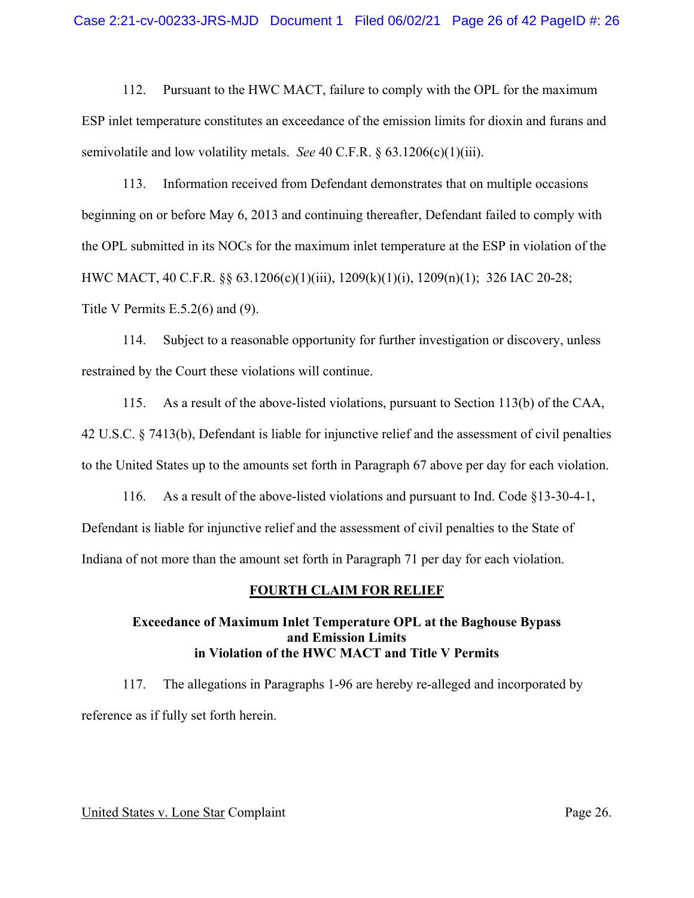112. Pursuant to the HWC MACT, failure to comply with the OPL for the maximum ESP inlet temperature constitutes an exceedance of the emission limits for dioxin and furans and semivolatile and low volatility metals. *See* 40 C.F.R. § 63.1206(c)(1)(iii).

113. Information received from Defendant demonstrates that on multiple occasions beginning on or before May 6, 2013 and continuing thereafter, Defendant failed to comply with the OPL submitted in its NOCs for the maximum inlet temperature at the ESP in violation of the HWC MACT, 40 C.F.R. §§ 63.1206(c)(1)(iii), 1209(k)(1)(i), 1209(n)(1); 326 IAC 20-28; Title V Permits E.5.2(6) and (9).

114. Subject to a reasonable opportunity for further investigation or discovery, unless restrained by the Court these violations will continue.

115. As a result of the above-listed violations, pursuant to Section 113(b) of the CAA, 42 U.S.C. § 7413(b), Defendant is liable for injunctive relief and the assessment of civil penalties to the United States up to the amounts set forth in Paragraph 67 above per day for each violation.

116. As a result of the above-listed violations and pursuant to Ind. Code §13-30-4-1, Defendant is liable for injunctive relief and the assessment of civil penalties to the State of Indiana of not more than the amount set forth in Paragraph 71 per day for each violation.

## FOURTH CLAIM FOR RELIEF

### Exceedance of Maximum Inlet Temperature OPL at the Baghouse Bypass and Emission Limits in Violation of the HWC MACT and Title V Permits

117. The allegations in Paragraphs 1-96 are hereby re-alleged and incorporated by reference as if fully set forth herein.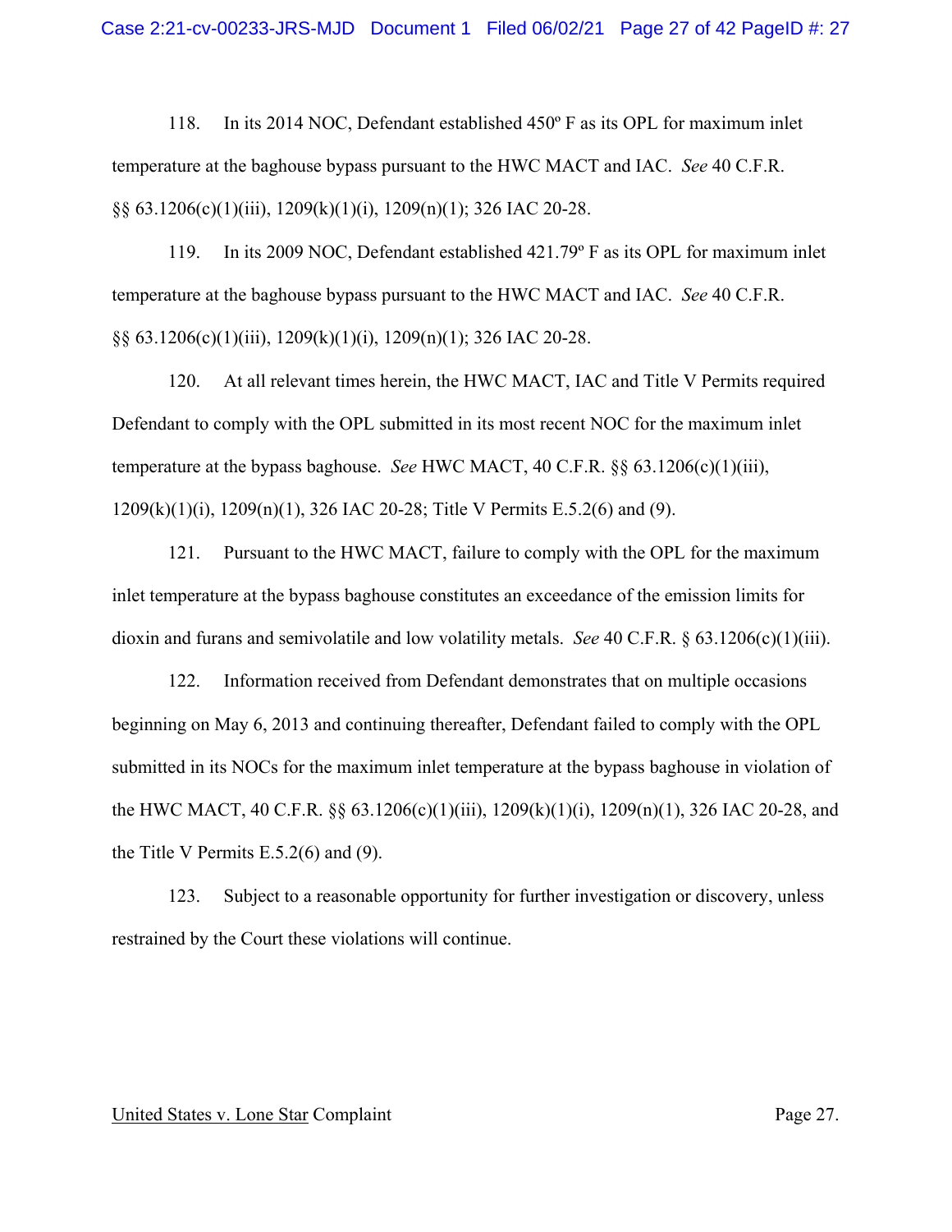118. In its 2014 NOC, Defendant established 450º F as its OPL for maximum inlet temperature at the baghouse bypass pursuant to the HWC MACT and IAC. *See* 40 C.F.R. §§ 63.1206(c)(1)(iii), 1209(k)(1)(i), 1209(n)(1); 326 IAC 20-28.

119. In its 2009 NOC, Defendant established 421.79º F as its OPL for maximum inlet temperature at the baghouse bypass pursuant to the HWC MACT and IAC. *See* 40 C.F.R. §§ 63.1206(c)(1)(iii), 1209(k)(1)(i), 1209(n)(1); 326 IAC 20-28.

120. At all relevant times herein, the HWC MACT, IAC and Title V Permits required Defendant to comply with the OPL submitted in its most recent NOC for the maximum inlet temperature at the bypass baghouse. *See* HWC MACT, 40 C.F.R. §§ 63.1206(c)(1)(iii), 1209(k)(1)(i), 1209(n)(1), 326 IAC 20-28; Title V Permits E.5.2(6) and (9).

121. Pursuant to the HWC MACT, failure to comply with the OPL for the maximum inlet temperature at the bypass baghouse constitutes an exceedance of the emission limits for dioxin and furans and semivolatile and low volatility metals. *See* 40 C.F.R. § 63.1206(c)(1)(iii).

122. Information received from Defendant demonstrates that on multiple occasions beginning on May 6, 2013 and continuing thereafter, Defendant failed to comply with the OPL submitted in its NOCs for the maximum inlet temperature at the bypass baghouse in violation of the HWC MACT, 40 C.F.R. §§ 63.1206(c)(1)(iii), 1209(k)(1)(i), 1209(n)(1), 326 IAC 20-28, and the Title V Permits E.5.2(6) and (9).

123. Subject to a reasonable opportunity for further investigation or discovery, unless restrained by the Court these violations will continue.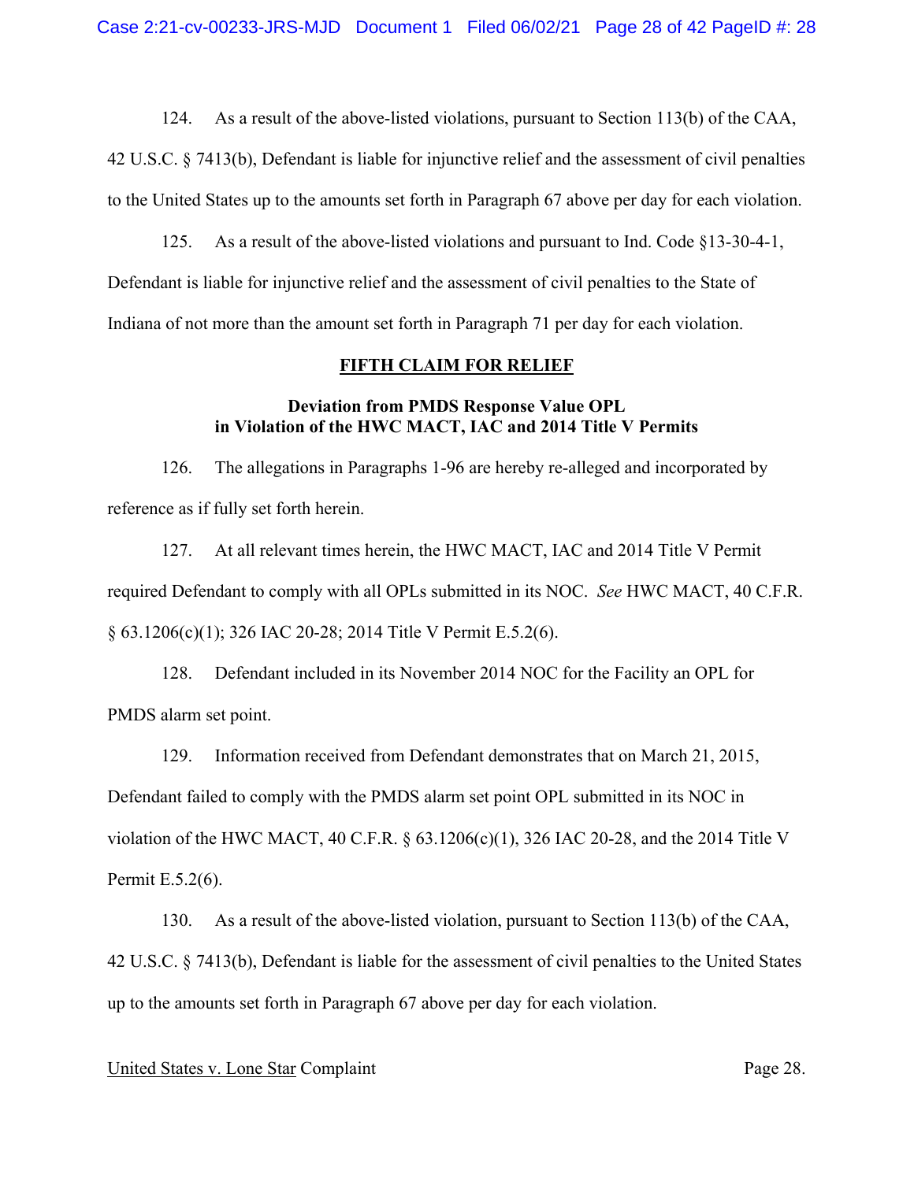124. As a result of the above-listed violations, pursuant to Section 113(b) of the CAA, 42 U.S.C. § 7413(b), Defendant is liable for injunctive relief and the assessment of civil penalties to the United States up to the amounts set forth in Paragraph 67 above per day for each violation.

125. As a result of the above-listed violations and pursuant to Ind. Code §13-30-4-1, Defendant is liable for injunctive relief and the assessment of civil penalties to the State of Indiana of not more than the amount set forth in Paragraph 71 per day for each violation.

## FIFTH CLAIM FOR RELIEF

### Deviation from PMDS Response Value OPL in Violation of the HWC MACT, IAC and 2014 Title V Permits

126. The allegations in Paragraphs 1-96 are hereby re-alleged and incorporated by reference as if fully set forth herein.

127. At all relevant times herein, the HWC MACT, IAC and 2014 Title V Permit required Defendant to comply with all OPLs submitted in its NOC. *See* HWC MACT, 40 C.F.R. § 63.1206(c)(1); 326 IAC 20-28; 2014 Title V Permit E.5.2(6).

128. Defendant included in its November 2014 NOC for the Facility an OPL for PMDS alarm set point.

129. Information received from Defendant demonstrates that on March 21, 2015, Defendant failed to comply with the PMDS alarm set point OPL submitted in its NOC in violation of the HWC MACT, 40 C.F.R. § 63.1206(c)(1), 326 IAC 20-28, and the 2014 Title V Permit E.5.2(6).

130. As a result of the above-listed violation, pursuant to Section 113(b) of the CAA, 42 U.S.C. § 7413(b), Defendant is liable for the assessment of civil penalties to the United States up to the amounts set forth in Paragraph 67 above per day for each violation.

United States v. Lone Star Complaint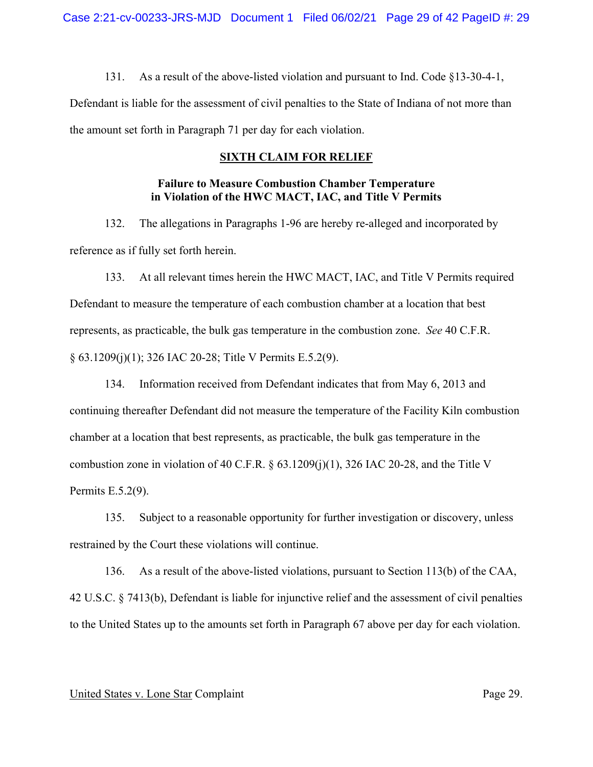131. As a result of the above-listed violation and pursuant to Ind. Code §13-30-4-1, Defendant is liable for the assessment of civil penalties to the State of Indiana of not more than the amount set forth in Paragraph 71 per day for each violation.

## SIXTH CLAIM FOR RELIEF

### Failure to Measure Combustion Chamber Temperature in Violation of the HWC MACT, IAC, and Title V Permits

132. The allegations in Paragraphs 1-96 are hereby re-alleged and incorporated by reference as if fully set forth herein.

133. At all relevant times herein the HWC MACT, IAC, and Title V Permits required Defendant to measure the temperature of each combustion chamber at a location that best represents, as practicable, the bulk gas temperature in the combustion zone. *See* 40 C.F.R. § 63.1209(j)(1); 326 IAC 20-28; Title V Permits E.5.2(9).

134. Information received from Defendant indicates that from May 6, 2013 and continuing thereafter Defendant did not measure the temperature of the Facility Kiln combustion chamber at a location that best represents, as practicable, the bulk gas temperature in the combustion zone in violation of 40 C.F.R. § 63.1209(j)(1), 326 IAC 20-28, and the Title V Permits E.5.2(9).

135. Subject to a reasonable opportunity for further investigation or discovery, unless restrained by the Court these violations will continue.

136. As a result of the above-listed violations, pursuant to Section 113(b) of the CAA, 42 U.S.C. § 7413(b), Defendant is liable for injunctive relief and the assessment of civil penalties to the United States up to the amounts set forth in Paragraph 67 above per day for each violation.

United States v. Lone Star Complaint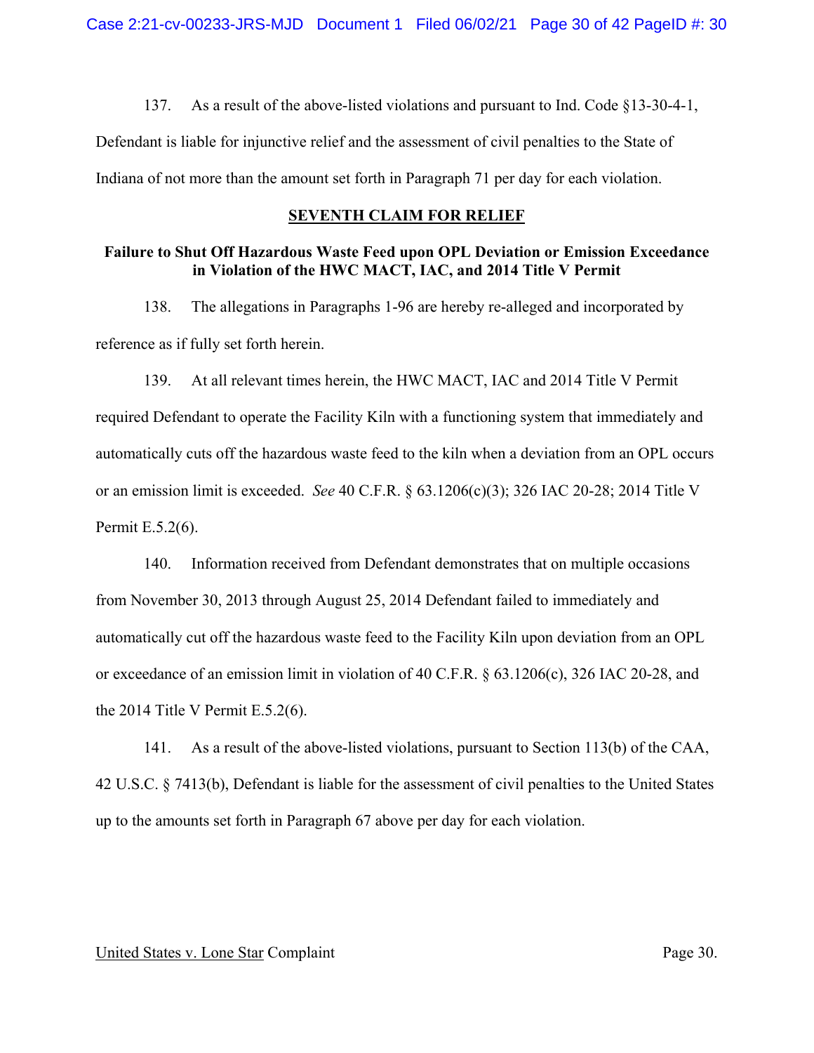137. As a result of the above-listed violations and pursuant to Ind. Code §13-30-4-1, Defendant is liable for injunctive relief and the assessment of civil penalties to the State of Indiana of not more than the amount set forth in Paragraph 71 per day for each violation.

## SEVENTH CLAIM FOR RELIEF

### Failure to Shut Off Hazardous Waste Feed upon OPL Deviation or Emission Exceedance in Violation of the HWC MACT, IAC, and 2014 Title V Permit

138. The allegations in Paragraphs 1-96 are hereby re-alleged and incorporated by reference as if fully set forth herein.

139. At all relevant times herein, the HWC MACT, IAC and 2014 Title V Permit required Defendant to operate the Facility Kiln with a functioning system that immediately and automatically cuts off the hazardous waste feed to the kiln when a deviation from an OPL occurs or an emission limit is exceeded. *See* 40 C.F.R. § 63.1206(c)(3); 326 IAC 20-28; 2014 Title V Permit E.5.2(6).

140. Information received from Defendant demonstrates that on multiple occasions from November 30, 2013 through August 25, 2014 Defendant failed to immediately and automatically cut off the hazardous waste feed to the Facility Kiln upon deviation from an OPL or exceedance of an emission limit in violation of 40 C.F.R. § 63.1206(c), 326 IAC 20-28, and the 2014 Title V Permit E.5.2(6).

141. As a result of the above-listed violations, pursuant to Section 113(b) of the CAA, 42 U.S.C. § 7413(b), Defendant is liable for the assessment of civil penalties to the United States up to the amounts set forth in Paragraph 67 above per day for each violation.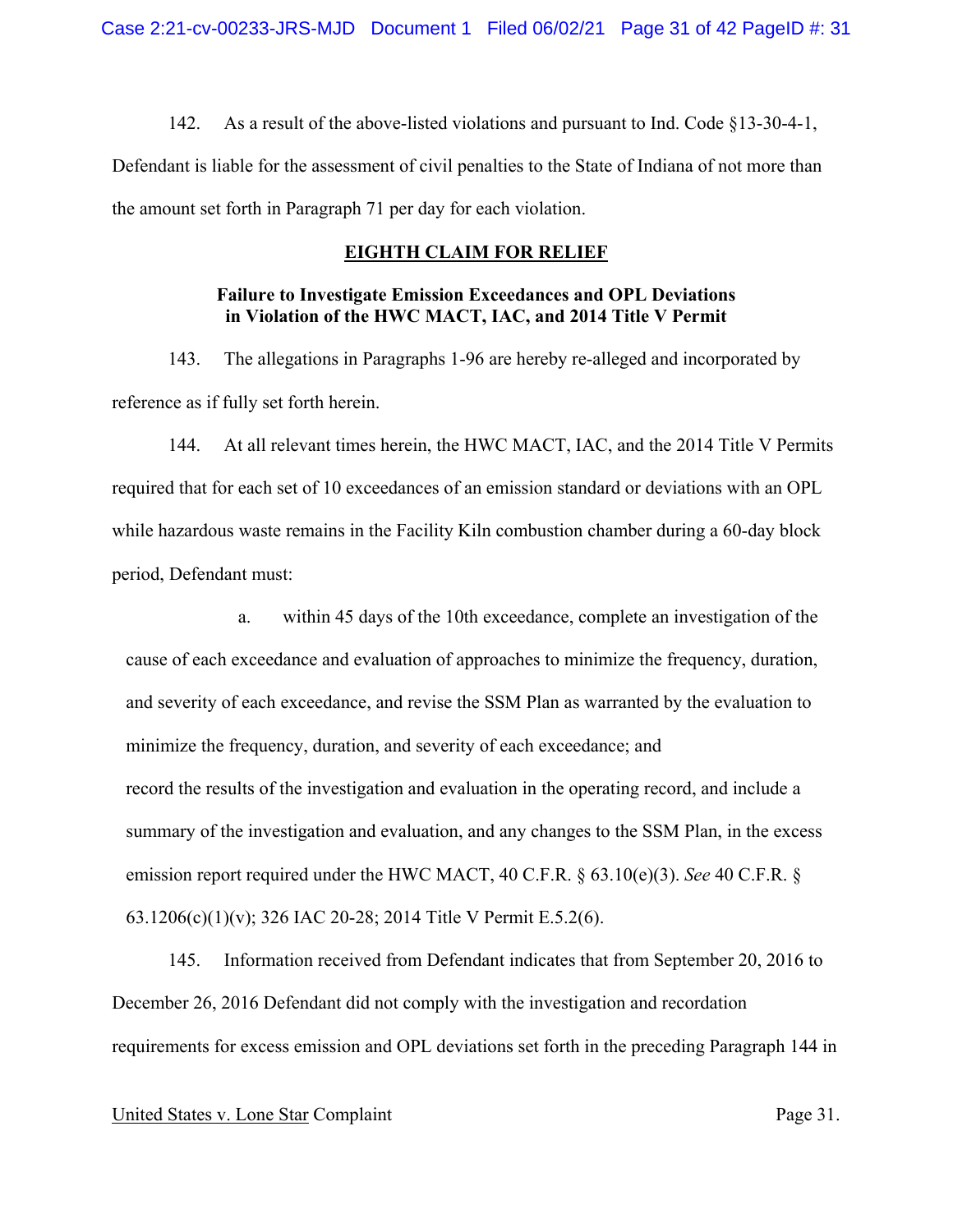142. As a result of the above-listed violations and pursuant to Ind. Code §13-30-4-1, Defendant is liable for the assessment of civil penalties to the State of Indiana of not more than the amount set forth in Paragraph 71 per day for each violation.

## EIGHTH CLAIM FOR RELIEF

### Failure to Investigate Emission Exceedances and OPL Deviations in Violation of the HWC MACT, IAC, and 2014 Title V Permit

143. The allegations in Paragraphs 1-96 are hereby re-alleged and incorporated by reference as if fully set forth herein.

144. At all relevant times herein, the HWC MACT, IAC, and the 2014 Title V Permits required that for each set of 10 exceedances of an emission standard or deviations with an OPL while hazardous waste remains in the Facility Kiln combustion chamber during a 60-day block period, Defendant must:

a. within 45 days of the 10th exceedance, complete an investigation of the cause of each exceedance and evaluation of approaches to minimize the frequency, duration, and severity of each exceedance, and revise the SSM Plan as warranted by the evaluation to minimize the frequency, duration, and severity of each exceedance; and record the results of the investigation and evaluation in the operating record, and include a summary of the investigation and evaluation, and any changes to the SSM Plan, in the excess emission report required under the HWC MACT, 40 C.F.R. § 63.10(e)(3). *See* 40 C.F.R. § 63.1206(c)(1)(v); 326 IAC 20-28; 2014 Title V Permit E.5.2(6).

145. Information received from Defendant indicates that from September 20, 2016 to December 26, 2016 Defendant did not comply with the investigation and recordation requirements for excess emission and OPL deviations set forth in the preceding Paragraph 144 in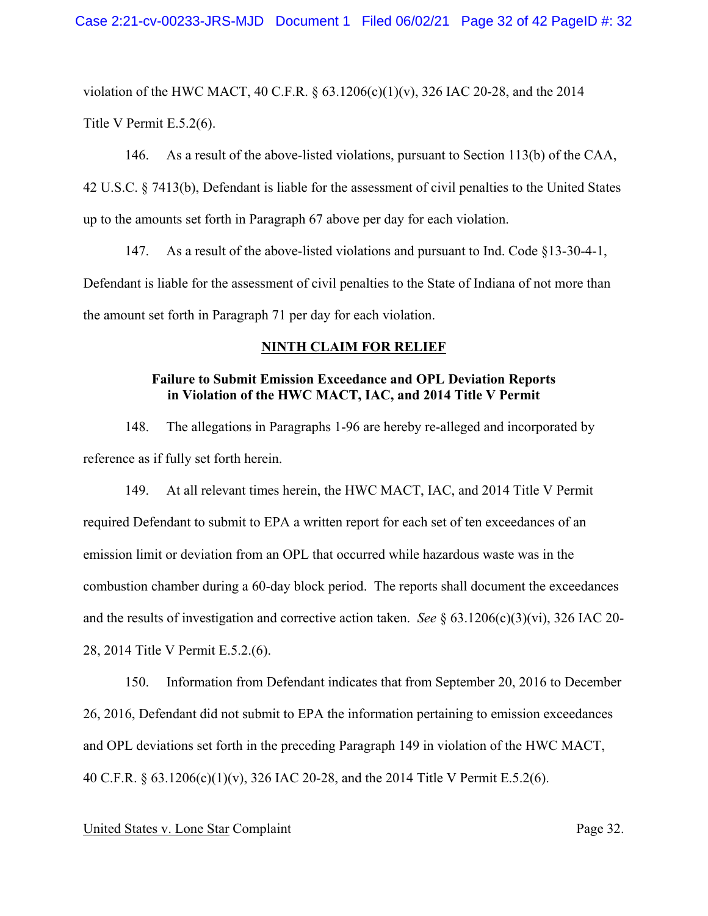violation of the HWC MACT, 40 C.F.R. § 63.1206(c)(1)(v), 326 IAC 20-28, and the 2014 Title V Permit E.5.2(6).

146. As a result of the above-listed violations, pursuant to Section 113(b) of the CAA, 42 U.S.C. § 7413(b), Defendant is liable for the assessment of civil penalties to the United States up to the amounts set forth in Paragraph 67 above per day for each violation.

147. As a result of the above-listed violations and pursuant to Ind. Code §13-30-4-1, Defendant is liable for the assessment of civil penalties to the State of Indiana of not more than the amount set forth in Paragraph 71 per day for each violation.

## NINTH CLAIM FOR RELIEF

### Failure to Submit Emission Exceedance and OPL Deviation Reports in Violation of the HWC MACT, IAC, and 2014 Title V Permit

148. The allegations in Paragraphs 1-96 are hereby re-alleged and incorporated by reference as if fully set forth herein.

149. At all relevant times herein, the HWC MACT, IAC, and 2014 Title V Permit required Defendant to submit to EPA a written report for each set of ten exceedances of an emission limit or deviation from an OPL that occurred while hazardous waste was in the combustion chamber during a 60-day block period. The reports shall document the exceedances and the results of investigation and corrective action taken. *See* § 63.1206(c)(3)(vi), 326 IAC 20-28, 2014 Title V Permit E.5.2.(6).

150. Information from Defendant indicates that from September 20, 2016 to December 26, 2016, Defendant did not submit to EPA the information pertaining to emission exceedances and OPL deviations set forth in the preceding Paragraph 149 in violation of the HWC MACT, 40 C.F.R. § 63.1206(c)(1)(v), 326 IAC 20-28, and the 2014 Title V Permit E.5.2(6).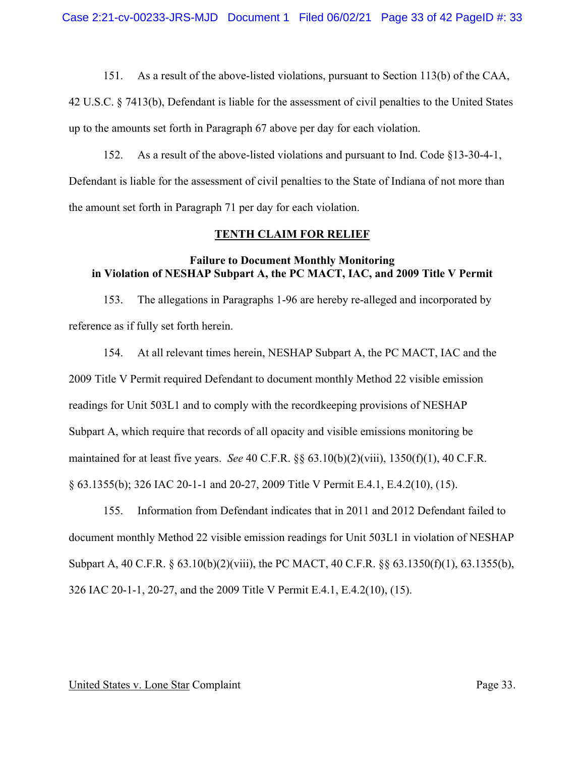151. As a result of the above-listed violations, pursuant to Section 113(b) of the CAA, 42 U.S.C. § 7413(b), Defendant is liable for the assessment of civil penalties to the United States up to the amounts set forth in Paragraph 67 above per day for each violation.

152. As a result of the above-listed violations and pursuant to Ind. Code §13-30-4-1, Defendant is liable for the assessment of civil penalties to the State of Indiana of not more than the amount set forth in Paragraph 71 per day for each violation.

## TENTH CLAIM FOR RELIEF

### Failure to Document Monthly Monitoring in Violation of NESHAP Subpart A, the PC MACT, IAC, and 2009 Title V Permit

153. The allegations in Paragraphs 1-96 are hereby re-alleged and incorporated by reference as if fully set forth herein.

154. At all relevant times herein, NESHAP Subpart A, the PC MACT, IAC and the 2009 Title V Permit required Defendant to document monthly Method 22 visible emission readings for Unit 503L1 and to comply with the recordkeeping provisions of NESHAP Subpart A, which require that records of all opacity and visible emissions monitoring be maintained for at least five years. *See* 40 C.F.R. §§ 63.10(b)(2)(viii), 1350(f)(1), 40 C.F.R. § 63.1355(b); 326 IAC 20-1-1 and 20-27, 2009 Title V Permit E.4.1, E.4.2(10), (15).

155. Information from Defendant indicates that in 2011 and 2012 Defendant failed to document monthly Method 22 visible emission readings for Unit 503L1 in violation of NESHAP Subpart A, 40 C.F.R. § 63.10(b)(2)(viii), the PC MACT, 40 C.F.R. §§ 63.1350(f)(1), 63.1355(b), 326 IAC 20-1-1, 20-27, and the 2009 Title V Permit E.4.1, E.4.2(10), (15).

United States v. Lone Star Complaint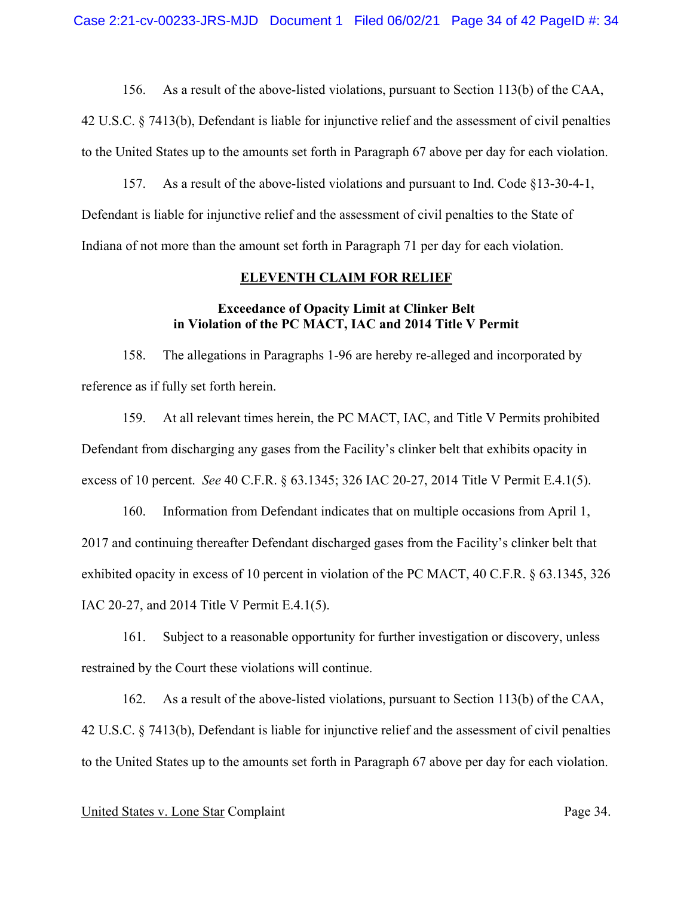156. As a result of the above-listed violations, pursuant to Section 113(b) of the CAA, 42 U.S.C. § 7413(b), Defendant is liable for injunctive relief and the assessment of civil penalties to the United States up to the amounts set forth in Paragraph 67 above per day for each violation.

157. As a result of the above-listed violations and pursuant to Ind. Code §13-30-4-1, Defendant is liable for injunctive relief and the assessment of civil penalties to the State of Indiana of not more than the amount set forth in Paragraph 71 per day for each violation.

## ELEVENTH CLAIM FOR RELIEF

### Exceedance of Opacity Limit at Clinker Belt in Violation of the PC MACT, IAC and 2014 Title V Permit

158. The allegations in Paragraphs 1-96 are hereby re-alleged and incorporated by reference as if fully set forth herein.

159. At all relevant times herein, the PC MACT, IAC, and Title V Permits prohibited Defendant from discharging any gases from the Facility's clinker belt that exhibits opacity in excess of 10 percent. *See* 40 C.F.R. § 63.1345; 326 IAC 20-27, 2014 Title V Permit E.4.1(5).

160. Information from Defendant indicates that on multiple occasions from April 1, 2017 and continuing thereafter Defendant discharged gases from the Facility's clinker belt that exhibited opacity in excess of 10 percent in violation of the PC MACT, 40 C.F.R. § 63.1345, 326 IAC 20-27, and 2014 Title V Permit E.4.1(5).

161. Subject to a reasonable opportunity for further investigation or discovery, unless restrained by the Court these violations will continue.

162. As a result of the above-listed violations, pursuant to Section 113(b) of the CAA, 42 U.S.C. § 7413(b), Defendant is liable for injunctive relief and the assessment of civil penalties to the United States up to the amounts set forth in Paragraph 67 above per day for each violation.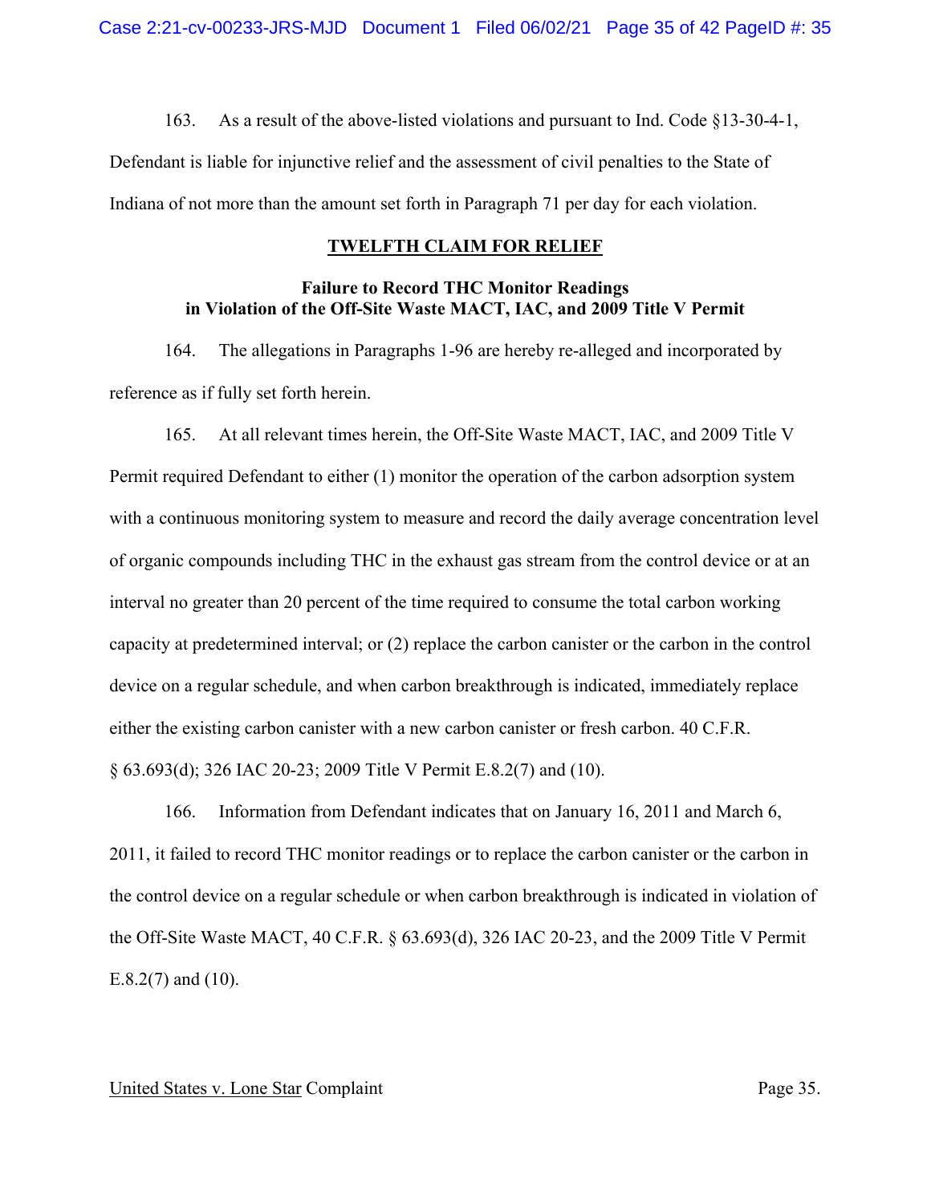163. As a result of the above-listed violations and pursuant to Ind. Code §13-30-4-1, Defendant is liable for injunctive relief and the assessment of civil penalties to the State of Indiana of not more than the amount set forth in Paragraph 71 per day for each violation.

## TWELFTH CLAIM FOR RELIEF

### Failure to Record THC Monitor Readings in Violation of the Off-Site Waste MACT, IAC, and 2009 Title V Permit

164. The allegations in Paragraphs 1-96 are hereby re-alleged and incorporated by reference as if fully set forth herein.

165. At all relevant times herein, the Off-Site Waste MACT, IAC, and 2009 Title V Permit required Defendant to either (1) monitor the operation of the carbon adsorption system with a continuous monitoring system to measure and record the daily average concentration level of organic compounds including THC in the exhaust gas stream from the control device or at an interval no greater than 20 percent of the time required to consume the total carbon working capacity at predetermined interval; or (2) replace the carbon canister or the carbon in the control device on a regular schedule, and when carbon breakthrough is indicated, immediately replace either the existing carbon canister with a new carbon canister or fresh carbon. 40 C.F.R. § 63.693(d); 326 IAC 20-23; 2009 Title V Permit E.8.2(7) and (10).

166. Information from Defendant indicates that on January 16, 2011 and March 6, 2011, it failed to record THC monitor readings or to replace the carbon canister or the carbon in the control device on a regular schedule or when carbon breakthrough is indicated in violation of the Off-Site Waste MACT, 40 C.F.R. § 63.693(d), 326 IAC 20-23, and the 2009 Title V Permit E.8.2(7) and (10).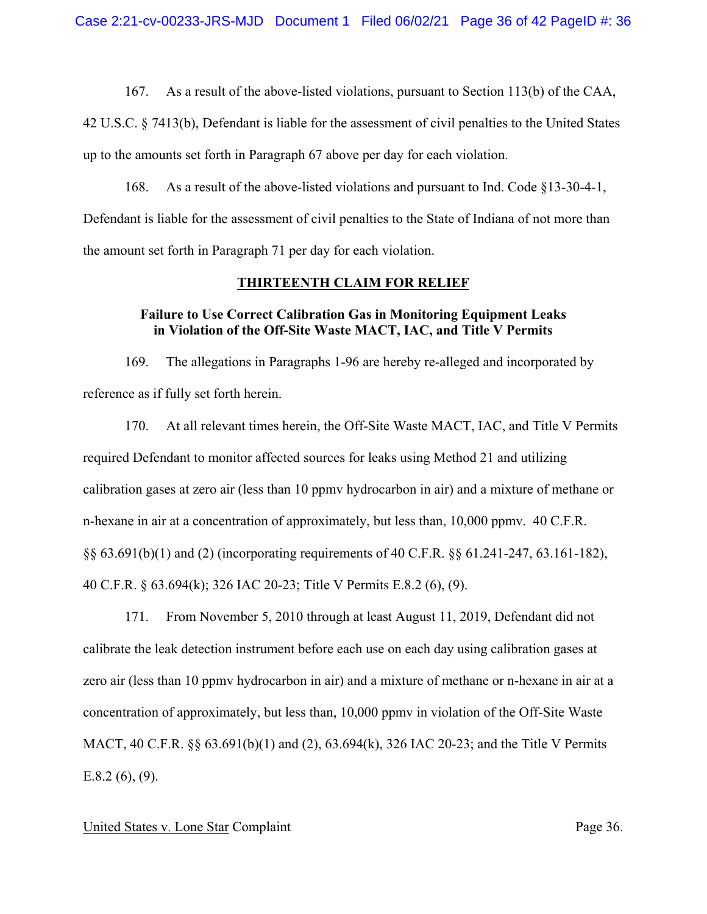167. As a result of the above-listed violations, pursuant to Section 113(b) of the CAA, 42 U.S.C. § 7413(b), Defendant is liable for the assessment of civil penalties to the United States up to the amounts set forth in Paragraph 67 above per day for each violation.

168. As a result of the above-listed violations and pursuant to Ind. Code §13-30-4-1, Defendant is liable for the assessment of civil penalties to the State of Indiana of not more than the amount set forth in Paragraph 71 per day for each violation.

## THIRTEENTH CLAIM FOR RELIEF

### Failure to Use Correct Calibration Gas in Monitoring Equipment Leaks in Violation of the Off-Site Waste MACT, IAC, and Title V Permits

169. The allegations in Paragraphs 1-96 are hereby re-alleged and incorporated by reference as if fully set forth herein.

170. At all relevant times herein, the Off-Site Waste MACT, IAC, and Title V Permits required Defendant to monitor affected sources for leaks using Method 21 and utilizing calibration gases at zero air (less than 10 ppmv hydrocarbon in air) and a mixture of methane or n-hexane in air at a concentration of approximately, but less than, 10,000 ppmv. 40 C.F.R. §§ 63.691(b)(1) and (2) (incorporating requirements of 40 C.F.R. §§ 61.241-247, 63.161-182), 40 C.F.R. § 63.694(k); 326 IAC 20-23; Title V Permits E.8.2 (6), (9).

171. From November 5, 2010 through at least August 11, 2019, Defendant did not calibrate the leak detection instrument before each use on each day using calibration gases at zero air (less than 10 ppmv hydrocarbon in air) and a mixture of methane or n-hexane in air at a concentration of approximately, but less than, 10,000 ppmv in violation of the Off-Site Waste MACT, 40 C.F.R. §§ 63.691(b)(1) and (2), 63.694(k), 326 IAC 20-23; and the Title V Permits E.8.2 (6), (9).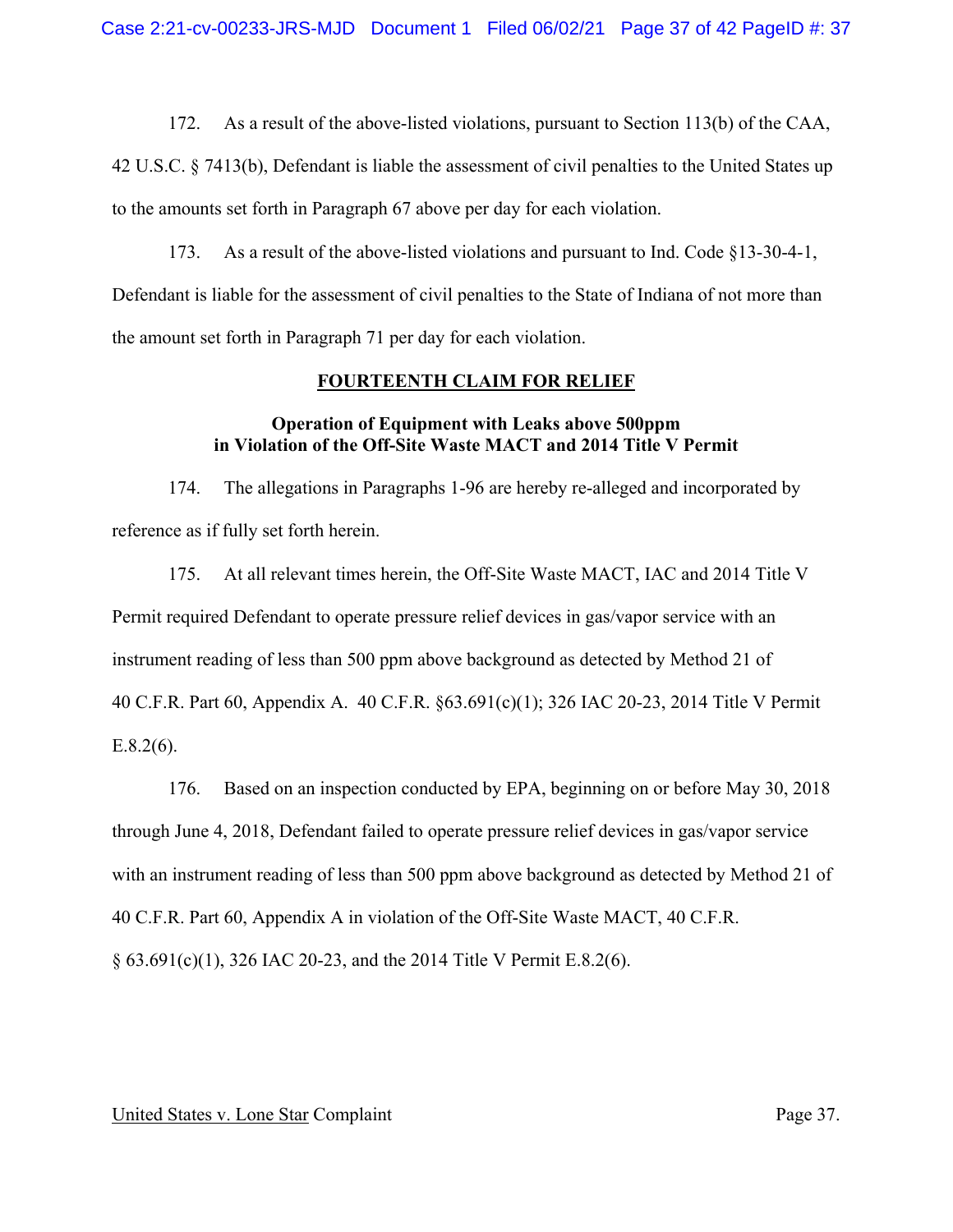172. As a result of the above-listed violations, pursuant to Section 113(b) of the CAA, 42 U.S.C. § 7413(b), Defendant is liable the assessment of civil penalties to the United States up to the amounts set forth in Paragraph 67 above per day for each violation.

173. As a result of the above-listed violations and pursuant to Ind. Code §13-30-4-1, Defendant is liable for the assessment of civil penalties to the State of Indiana of not more than the amount set forth in Paragraph 71 per day for each violation.

## FOURTEENTH CLAIM FOR RELIEF

### Operation of Equipment with Leaks above 500ppm in Violation of the Off-Site Waste MACT and 2014 Title V Permit

174. The allegations in Paragraphs 1-96 are hereby re-alleged and incorporated by reference as if fully set forth herein.

175. At all relevant times herein, the Off-Site Waste MACT, IAC and 2014 Title V Permit required Defendant to operate pressure relief devices in gas/vapor service with an instrument reading of less than 500 ppm above background as detected by Method 21 of 40 C.F.R. Part 60, Appendix A. 40 C.F.R. §63.691(c)(1); 326 IAC 20-23, 2014 Title V Permit E.8.2(6).

176. Based on an inspection conducted by EPA, beginning on or before May 30, 2018 through June 4, 2018, Defendant failed to operate pressure relief devices in gas/vapor service with an instrument reading of less than 500 ppm above background as detected by Method 21 of 40 C.F.R. Part 60, Appendix A in violation of the Off-Site Waste MACT, 40 C.F.R. § 63.691(c)(1), 326 IAC 20-23, and the 2014 Title V Permit E.8.2(6).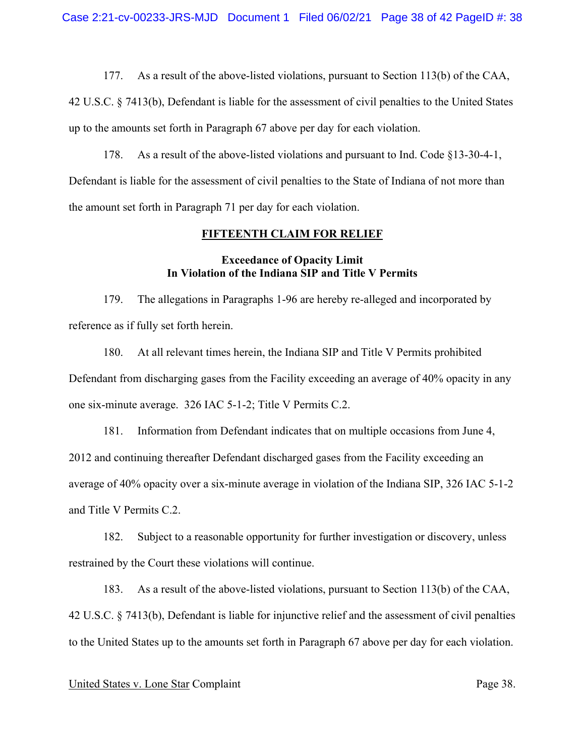177. As a result of the above-listed violations, pursuant to Section 113(b) of the CAA, 42 U.S.C. § 7413(b), Defendant is liable for the assessment of civil penalties to the United States up to the amounts set forth in Paragraph 67 above per day for each violation.

178. As a result of the above-listed violations and pursuant to Ind. Code §13-30-4-1, Defendant is liable for the assessment of civil penalties to the State of Indiana of not more than the amount set forth in Paragraph 71 per day for each violation.

## FIFTEENTH CLAIM FOR RELIEF

### Exceedance of Opacity Limit
### In Violation of the Indiana SIP and Title V Permits

179. The allegations in Paragraphs 1-96 are hereby re-alleged and incorporated by reference as if fully set forth herein.

180. At all relevant times herein, the Indiana SIP and Title V Permits prohibited Defendant from discharging gases from the Facility exceeding an average of 40% opacity in any one six-minute average. 326 IAC 5-1-2; Title V Permits C.2.

181. Information from Defendant indicates that on multiple occasions from June 4, 2012 and continuing thereafter Defendant discharged gases from the Facility exceeding an average of 40% opacity over a six-minute average in violation of the Indiana SIP, 326 IAC 5-1-2 and Title V Permits C.2.

182. Subject to a reasonable opportunity for further investigation or discovery, unless restrained by the Court these violations will continue.

183. As a result of the above-listed violations, pursuant to Section 113(b) of the CAA, 42 U.S.C. § 7413(b), Defendant is liable for injunctive relief and the assessment of civil penalties to the United States up to the amounts set forth in Paragraph 67 above per day for each violation.

United States v. Lone Star Complaint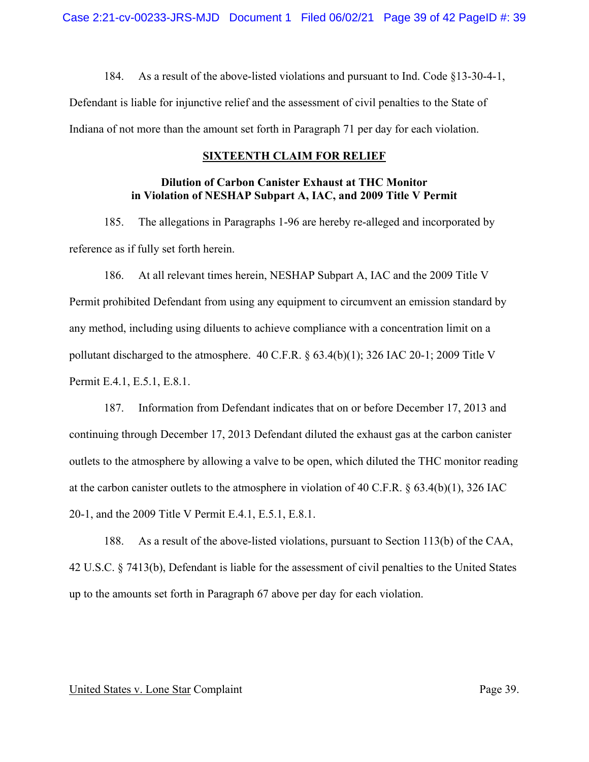184. As a result of the above-listed violations and pursuant to Ind. Code §13-30-4-1, Defendant is liable for injunctive relief and the assessment of civil penalties to the State of Indiana of not more than the amount set forth in Paragraph 71 per day for each violation.

## SIXTEENTH CLAIM FOR RELIEF

### Dilution of Carbon Canister Exhaust at THC Monitor in Violation of NESHAP Subpart A, IAC, and 2009 Title V Permit

185. The allegations in Paragraphs 1-96 are hereby re-alleged and incorporated by reference as if fully set forth herein.

186. At all relevant times herein, NESHAP Subpart A, IAC and the 2009 Title V Permit prohibited Defendant from using any equipment to circumvent an emission standard by any method, including using diluents to achieve compliance with a concentration limit on a pollutant discharged to the atmosphere. 40 C.F.R. § 63.4(b)(1); 326 IAC 20-1; 2009 Title V Permit E.4.1, E.5.1, E.8.1.

187. Information from Defendant indicates that on or before December 17, 2013 and continuing through December 17, 2013 Defendant diluted the exhaust gas at the carbon canister outlets to the atmosphere by allowing a valve to be open, which diluted the THC monitor reading at the carbon canister outlets to the atmosphere in violation of 40 C.F.R. § 63.4(b)(1), 326 IAC 20-1, and the 2009 Title V Permit E.4.1, E.5.1, E.8.1.

188. As a result of the above-listed violations, pursuant to Section 113(b) of the CAA, 42 U.S.C. § 7413(b), Defendant is liable for the assessment of civil penalties to the United States up to the amounts set forth in Paragraph 67 above per day for each violation.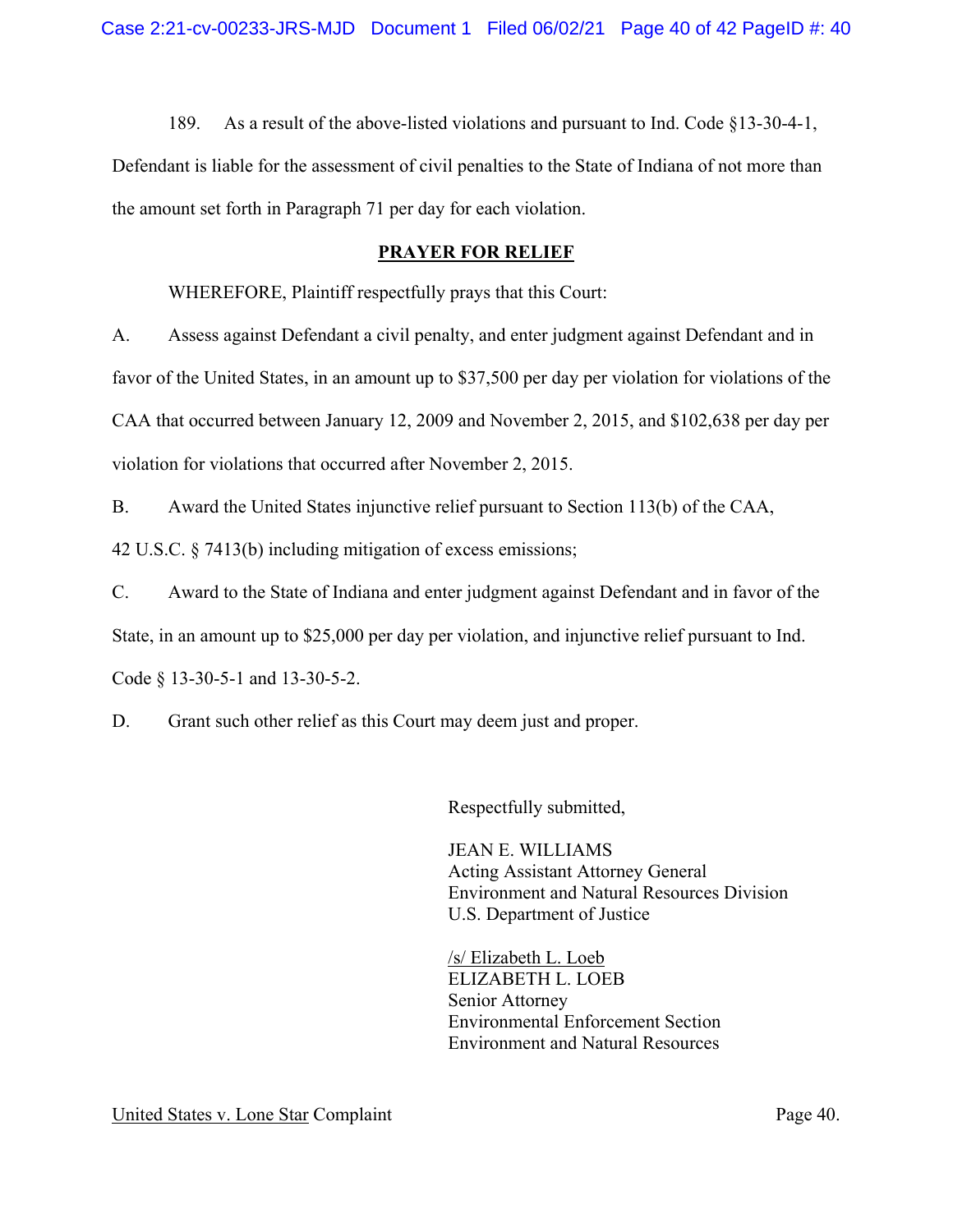189. As a result of the above-listed violations and pursuant to Ind. Code §13-30-4-1, Defendant is liable for the assessment of civil penalties to the State of Indiana of not more than the amount set forth in Paragraph 71 per day for each violation.

## PRAYER FOR RELIEF

WHEREFORE, Plaintiff respectfully prays that this Court:

A. Assess against Defendant a civil penalty, and enter judgment against Defendant and in favor of the United States, in an amount up to $37,500 per day per violation for violations of the CAA that occurred between January 12, 2009 and November 2, 2015, and $102,638 per day per violation for violations that occurred after November 2, 2015.

B. Award the United States injunctive relief pursuant to Section 113(b) of the CAA, 42 U.S.C. § 7413(b) including mitigation of excess emissions;

C. Award to the State of Indiana and enter judgment against Defendant and in favor of the State, in an amount up to $25,000 per day per violation, and injunctive relief pursuant to Ind. Code § 13-30-5-1 and 13-30-5-2.

D. Grant such other relief as this Court may deem just and proper.

Respectfully submitted,

JEAN E. WILLIAMS
Acting Assistant Attorney General
Environment and Natural Resources Division
U.S. Department of Justice

/s/ Elizabeth L. Loeb
ELIZABETH L. LOEB
Senior Attorney
Environmental Enforcement Section
Environment and Natural Resources

United States v. Lone Star Complaint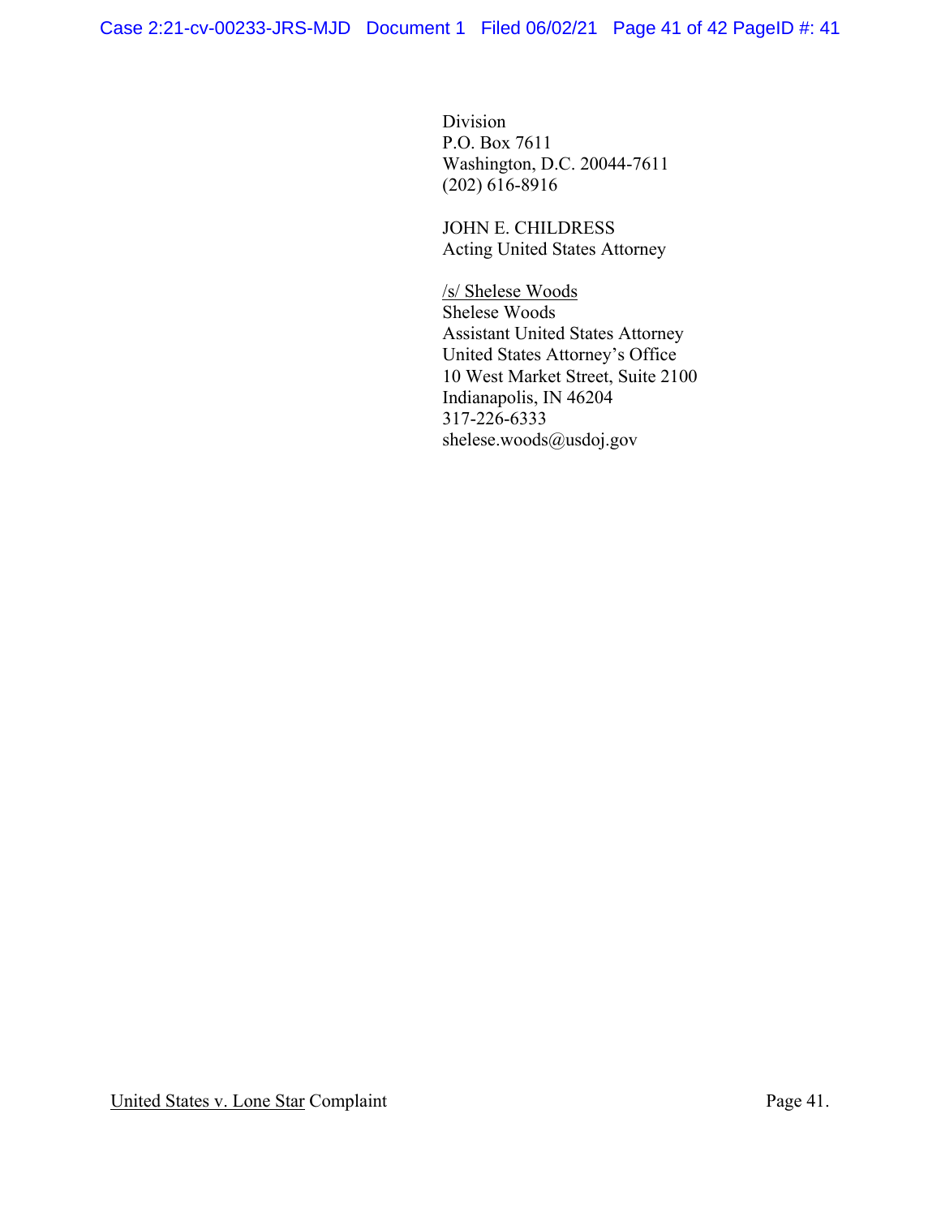Division
P.O. Box 7611
Washington, D.C. 20044-7611
(202) 616-8916

JOHN E. CHILDRESS
Acting United States Attorney

/s/ Shelese Woods
Shelese Woods
Assistant United States Attorney
United States Attorney's Office
10 West Market Street, Suite 2100
Indianapolis, IN 46204
317-226-6333
shelese.woods@usdoj.gov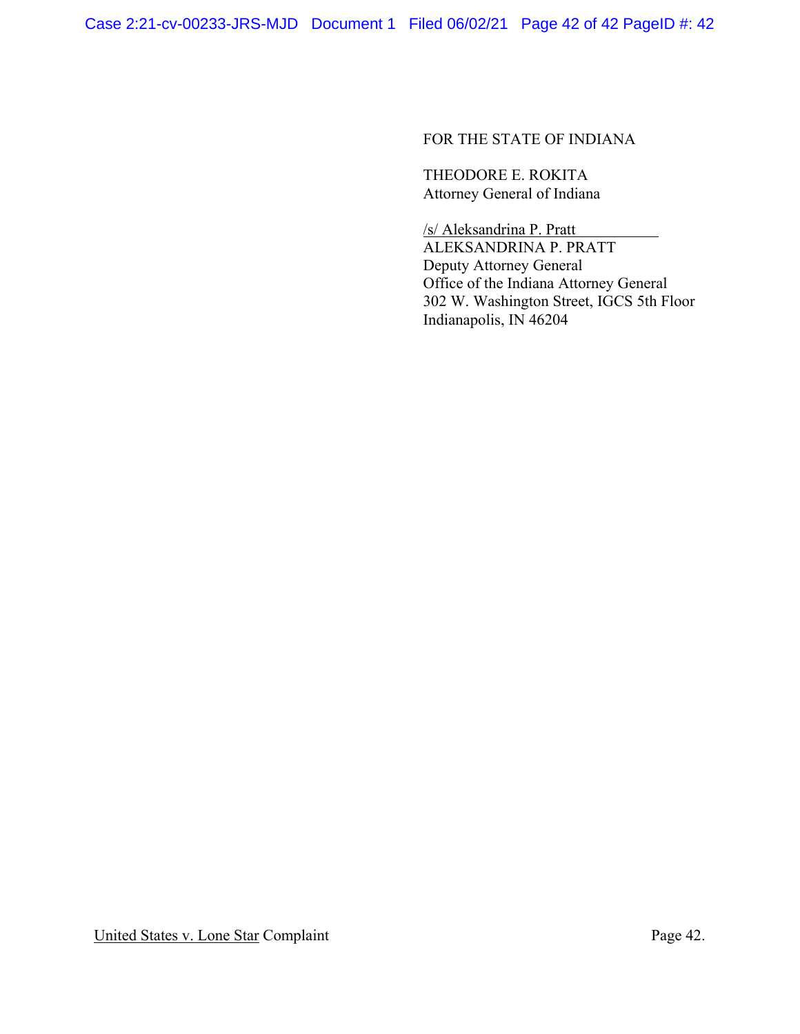FOR THE STATE OF INDIANA

THEODORE E. ROKITA
Attorney General of Indiana

/s/ Aleksandrina P. Pratt
ALEKSANDRINA P. PRATT
Deputy Attorney General
Office of the Indiana Attorney General
302 W. Washington Street, IGCS 5th Floor
Indianapolis, IN 46204